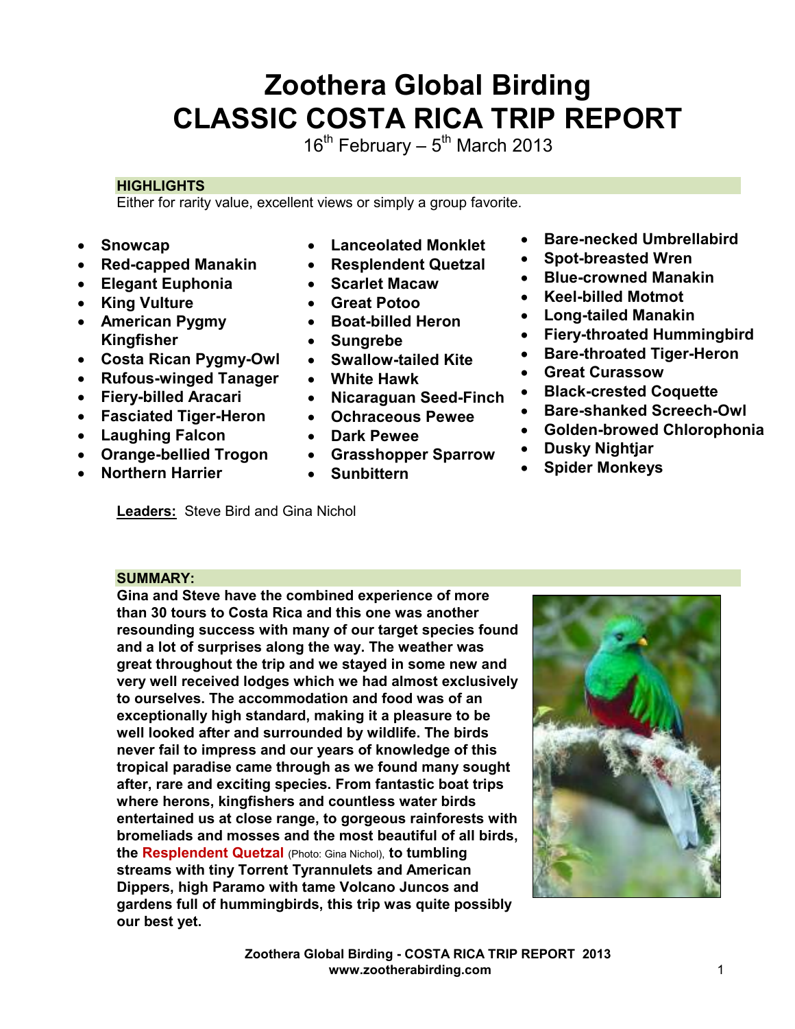# Zoothera Global Birding
# CLASSIC COSTA RICA TRIP REPORT

16th February – 5th March 2013

## HIGHLIGHTS

Either for rarity value, excellent views or simply a group favorite.

- **Snowcap**
- **Red-capped Manakin**
- **Elegant Euphonia**
- **King Vulture**
- **American Pygmy Kingfisher**
- **Costa Rican Pygmy-Owl**
- **Rufous-winged Tanager**
- **Fiery-billed Aracari**
- **Fasciated Tiger-Heron**
- **Laughing Falcon**
- **Orange-bellied Trogon**
- **Northern Harrier**
- **Lanceolated Monklet**
- **Resplendent Quetzal**
- **Scarlet Macaw**
- **Great Potoo**
- **Boat-billed Heron**
- **Sungrebe**
- **Swallow-tailed Kite**
- **White Hawk**
- **Nicaraguan Seed-Finch**
- **Ochraceous Pewee**
- **Dark Pewee**
- **Grasshopper Sparrow**
- **Sunbittern**
- **Bare-necked Umbrellabird**
- **Spot-breasted Wren**
- **Blue-crowned Manakin**
- **Keel-billed Motmot**
- **Long-tailed Manakin**
- **Fiery-throated Hummingbird**
- **Bare-throated Tiger-Heron**
- **Great Curassow**
- **Black-crested Coquette**
- **Bare-shanked Screech-Owl**
- **Golden-browed Chlorophonia**
- **Dusky Nightjar**
- **Spider Monkeys**

**Leaders:** Steve Bird and Gina Nichol

## SUMMARY:

**Gina and Steve have the combined experience of more than 30 tours to Costa Rica and this one was another resounding success with many of our target species found and a lot of surprises along the way. The weather was great throughout the trip and we stayed in some new and very well received lodges which we had almost exclusively to ourselves. The accommodation and food was of an exceptionally high standard, making it a pleasure to be well looked after and surrounded by wildlife. The birds never fail to impress and our years of knowledge of this tropical paradise came through as we found many sought after, rare and exciting species. From fantastic boat trips where herons, kingfishers and countless water birds entertained us at close range, to gorgeous rainforests with bromeliads and mosses and the most beautiful of all birds, the Resplendent Quetzal** (Photo: Gina Nichol), **to tumbling streams with tiny Torrent Tyrannulets and American Dippers, high Paramo with tame Volcano Juncos and gardens full of hummingbirds, this trip was quite possibly our best yet.**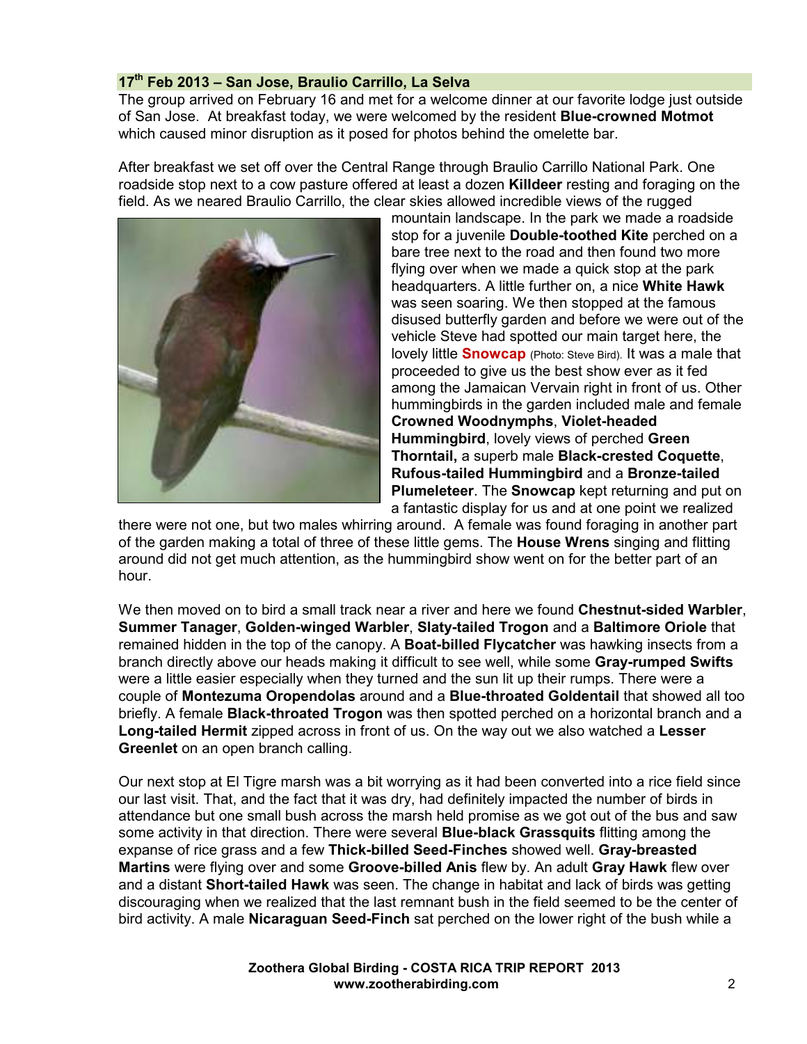## 17th Feb 2013 – San Jose, Braulio Carrillo, La Selva

The group arrived on February 16 and met for a welcome dinner at our favorite lodge just outside of San Jose. At breakfast today, we were welcomed by the resident **Blue-crowned Motmot** which caused minor disruption as it posed for photos behind the omelette bar.

After breakfast we set off over the Central Range through Braulio Carrillo National Park. One roadside stop next to a cow pasture offered at least a dozen **Killdeer** resting and foraging on the field. As we neared Braulio Carrillo, the clear skies allowed incredible views of the rugged mountain landscape. In the park we made a roadside stop for a juvenile **Double-toothed Kite** perched on a bare tree next to the road and then found two more flying over when we made a quick stop at the park headquarters. A little further on, a nice **White Hawk** was seen soaring. We then stopped at the famous disused butterfly garden and before we were out of the vehicle Steve had spotted our main target here, the lovely little **Snowcap** (Photo: Steve Bird). It was a male that proceeded to give us the best show ever as it fed among the Jamaican Vervain right in front of us. Other hummingbirds in the garden included male and female **Crowned Woodnymphs**, **Violet-headed Hummingbird**, lovely views of perched **Green Thorntail,** a superb male **Black-crested Coquette**, **Rufous-tailed Hummingbird** and a **Bronze-tailed Plumeleteer**. The **Snowcap** kept returning and put on a fantastic display for us and at one point we realized there were not one, but two males whirring around. A female was found foraging in another part of the garden making a total of three of these little gems. The **House Wrens** singing and flitting around did not get much attention, as the hummingbird show went on for the better part of an hour.

We then moved on to bird a small track near a river and here we found **Chestnut-sided Warbler**, **Summer Tanager**, **Golden-winged Warbler**, **Slaty-tailed Trogon** and a **Baltimore Oriole** that remained hidden in the top of the canopy. A **Boat-billed Flycatcher** was hawking insects from a branch directly above our heads making it difficult to see well, while some **Gray-rumped Swifts** were a little easier especially when they turned and the sun lit up their rumps. There were a couple of **Montezuma Oropendolas** around and a **Blue-throated Goldentail** that showed all too briefly. A female **Black-throated Trogon** was then spotted perched on a horizontal branch and a **Long-tailed Hermit** zipped across in front of us. On the way out we also watched a **Lesser Greenlet** on an open branch calling.

Our next stop at El Tigre marsh was a bit worrying as it had been converted into a rice field since our last visit. That, and the fact that it was dry, had definitely impacted the number of birds in attendance but one small bush across the marsh held promise as we got out of the bus and saw some activity in that direction. There were several **Blue-black Grassquits** flitting among the expanse of rice grass and a few **Thick-billed Seed-Finches** showed well. **Gray-breasted Martins** were flying over and some **Groove-billed Anis** flew by. An adult **Gray Hawk** flew over and a distant **Short-tailed Hawk** was seen. The change in habitat and lack of birds was getting discouraging when we realized that the last remnant bush in the field seemed to be the center of bird activity. A male **Nicaraguan Seed-Finch** sat perched on the lower right of the bush while a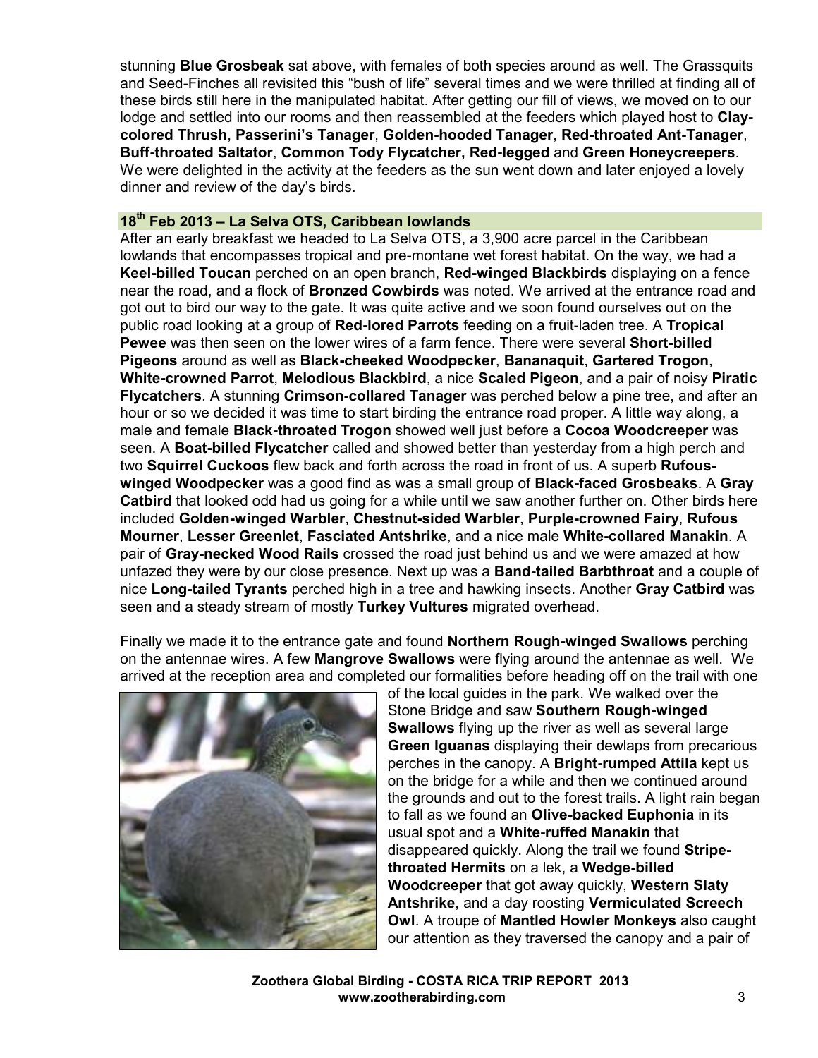stunning **Blue Grosbeak** sat above, with females of both species around as well. The Grassquits and Seed-Finches all revisited this "bush of life" several times and we were thrilled at finding all of these birds still here in the manipulated habitat. After getting our fill of views, we moved on to our lodge and settled into our rooms and then reassembled at the feeders which played host to **Clay-colored Thrush**, **Passerini's Tanager**, **Golden-hooded Tanager**, **Red-throated Ant-Tanager**, **Buff-throated Saltator**, **Common Tody Flycatcher, Red-legged** and **Green Honeycreepers**. We were delighted in the activity at the feeders as the sun went down and later enjoyed a lovely dinner and review of the day's birds.

## 18th Feb 2013 – La Selva OTS, Caribbean lowlands

After an early breakfast we headed to La Selva OTS, a 3,900 acre parcel in the Caribbean lowlands that encompasses tropical and pre-montane wet forest habitat. On the way, we had a **Keel-billed Toucan** perched on an open branch, **Red-winged Blackbirds** displaying on a fence near the road, and a flock of **Bronzed Cowbirds** was noted. We arrived at the entrance road and got out to bird our way to the gate. It was quite active and we soon found ourselves out on the public road looking at a group of **Red-lored Parrots** feeding on a fruit-laden tree. A **Tropical Pewee** was then seen on the lower wires of a farm fence. There were several **Short-billed Pigeons** around as well as **Black-cheeked Woodpecker**, **Bananaquit**, **Gartered Trogon**, **White-crowned Parrot**, **Melodious Blackbird**, a nice **Scaled Pigeon**, and a pair of noisy **Piratic Flycatchers**. A stunning **Crimson-collared Tanager** was perched below a pine tree, and after an hour or so we decided it was time to start birding the entrance road proper. A little way along, a male and female **Black-throated Trogon** showed well just before a **Cocoa Woodcreeper** was seen. A **Boat-billed Flycatcher** called and showed better than yesterday from a high perch and two **Squirrel Cuckoos** flew back and forth across the road in front of us. A superb **Rufous-winged Woodpecker** was a good find as was a small group of **Black-faced Grosbeaks**. A **Gray Catbird** that looked odd had us going for a while until we saw another further on. Other birds here included **Golden-winged Warbler**, **Chestnut-sided Warbler**, **Purple-crowned Fairy**, **Rufous Mourner**, **Lesser Greenlet**, **Fasciated Antshrike**, and a nice male **White-collared Manakin**. A pair of **Gray-necked Wood Rails** crossed the road just behind us and we were amazed at how unfazed they were by our close presence. Next up was a **Band-tailed Barbthroat** and a couple of nice **Long-tailed Tyrants** perched high in a tree and hawking insects. Another **Gray Catbird** was seen and a steady stream of mostly **Turkey Vultures** migrated overhead.

Finally we made it to the entrance gate and found **Northern Rough-winged Swallows** perching on the antennae wires. A few **Mangrove Swallows** were flying around the antennae as well. We arrived at the reception area and completed our formalities before heading off on the trail with one of the local guides in the park. We walked over the Stone Bridge and saw **Southern Rough-winged Swallows** flying up the river as well as several large **Green Iguanas** displaying their dewlaps from precarious perches in the canopy. A **Bright-rumped Attila** kept us on the bridge for a while and then we continued around the grounds and out to the forest trails. A light rain began to fall as we found an **Olive-backed Euphonia** in its usual spot and a **White-ruffed Manakin** that disappeared quickly. Along the trail we found **Stripe-throated Hermits** on a lek, a **Wedge-billed Woodcreeper** that got away quickly, **Western Slaty Antshrike**, and a day roosting **Vermiculated Screech Owl**. A troupe of **Mantled Howler Monkeys** also caught our attention as they traversed the canopy and a pair of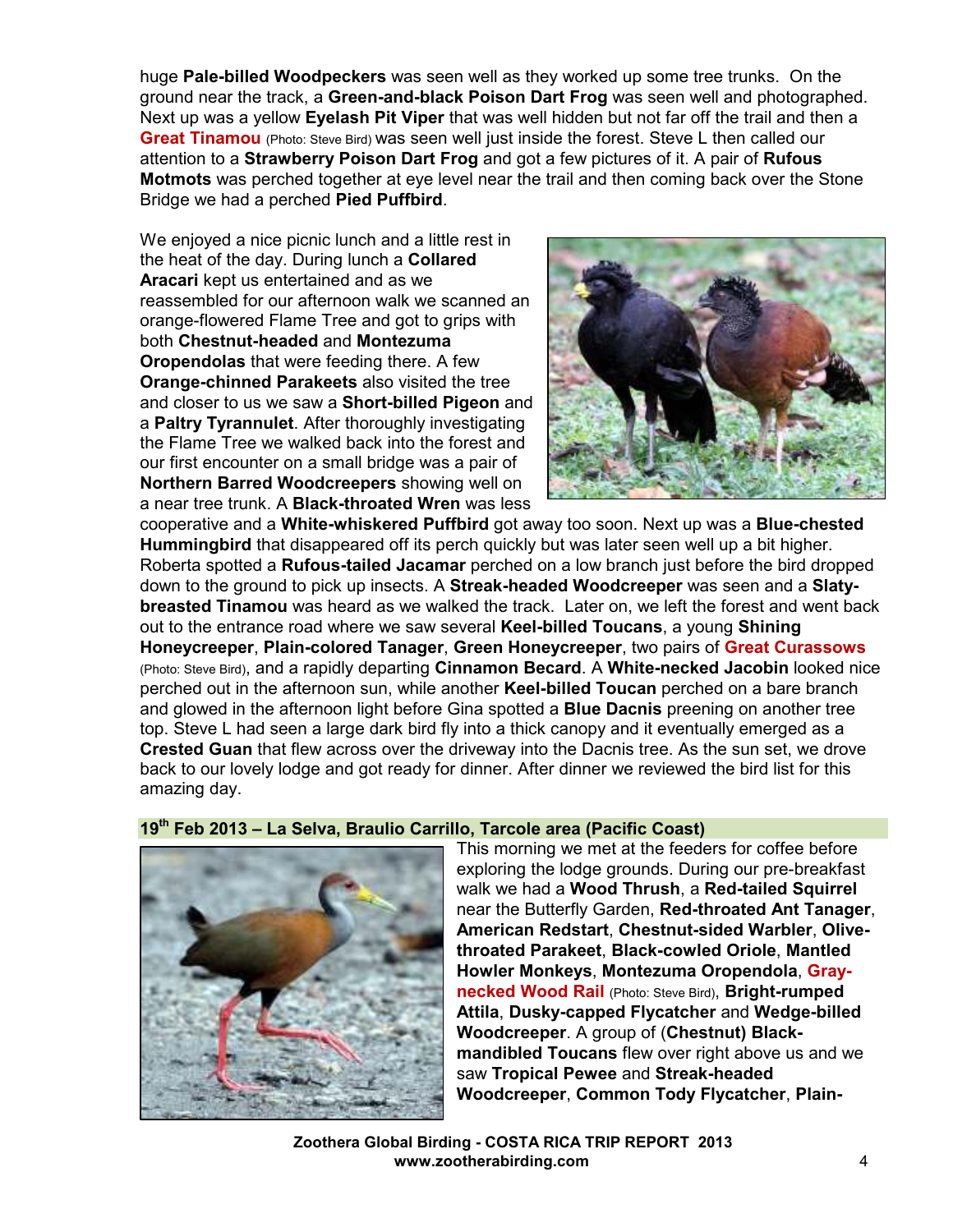huge **Pale-billed Woodpeckers** was seen well as they worked up some tree trunks. On the ground near the track, a **Green-and-black Poison Dart Frog** was seen well and photographed. Next up was a yellow **Eyelash Pit Viper** that was well hidden but not far off the trail and then a **Great Tinamou** (Photo: Steve Bird) was seen well just inside the forest. Steve L then called our attention to a **Strawberry Poison Dart Frog** and got a few pictures of it. A pair of **Rufous Motmots** was perched together at eye level near the trail and then coming back over the Stone Bridge we had a perched **Pied Puffbird**.

We enjoyed a nice picnic lunch and a little rest in the heat of the day. During lunch a **Collared Aracari** kept us entertained and as we reassembled for our afternoon walk we scanned an orange-flowered Flame Tree and got to grips with both **Chestnut-headed** and **Montezuma Oropendolas** that were feeding there. A few **Orange-chinned Parakeets** also visited the tree and closer to us we saw a **Short-billed Pigeon** and a **Paltry Tyrannulet**. After thoroughly investigating the Flame Tree we walked back into the forest and our first encounter on a small bridge was a pair of **Northern Barred Woodcreepers** showing well on a near tree trunk. A **Black-throated Wren** was less cooperative and a **White-whiskered Puffbird** got away too soon. Next up was a **Blue-chested Hummingbird** that disappeared off its perch quickly but was later seen well up a bit higher. Roberta spotted a **Rufous-tailed Jacamar** perched on a low branch just before the bird dropped down to the ground to pick up insects. A **Streak-headed Woodcreeper** was seen and a **Slaty-breasted Tinamou** was heard as we walked the track. Later on, we left the forest and went back out to the entrance road where we saw several **Keel-billed Toucans**, a young **Shining Honeycreeper**, **Plain-colored Tanager**, **Green Honeycreeper**, two pairs of **Great Curassows** (Photo: Steve Bird), and a rapidly departing **Cinnamon Becard**. A **White-necked Jacobin** looked nice perched out in the afternoon sun, while another **Keel-billed Toucan** perched on a bare branch and glowed in the afternoon light before Gina spotted a **Blue Dacnis** preening on another tree top. Steve L had seen a large dark bird fly into a thick canopy and it eventually emerged as a **Crested Guan** that flew across over the driveway into the Dacnis tree. As the sun set, we drove back to our lovely lodge and got ready for dinner. After dinner we reviewed the bird list for this amazing day.

### 19th Feb 2013 – La Selva, Braulio Carrillo, Tarcole area (Pacific Coast)

This morning we met at the feeders for coffee before exploring the lodge grounds. During our pre-breakfast walk we had a **Wood Thrush**, a **Red-tailed Squirrel** near the Butterfly Garden, **Red-throated Ant Tanager**, **American Redstart**, **Chestnut-sided Warbler**, **Olive-throated Parakeet**, **Black-cowled Oriole**, **Mantled Howler Monkeys**, **Montezuma Oropendola**, **Gray-necked Wood Rail** (Photo: Steve Bird), **Bright-rumped Attila**, **Dusky-capped Flycatcher** and **Wedge-billed Woodcreeper**. A group of (**Chestnut**) **Black-mandibled Toucans** flew over right above us and we saw **Tropical Pewee** and **Streak-headed Woodcreeper**, **Common Tody Flycatcher**, **Plain-**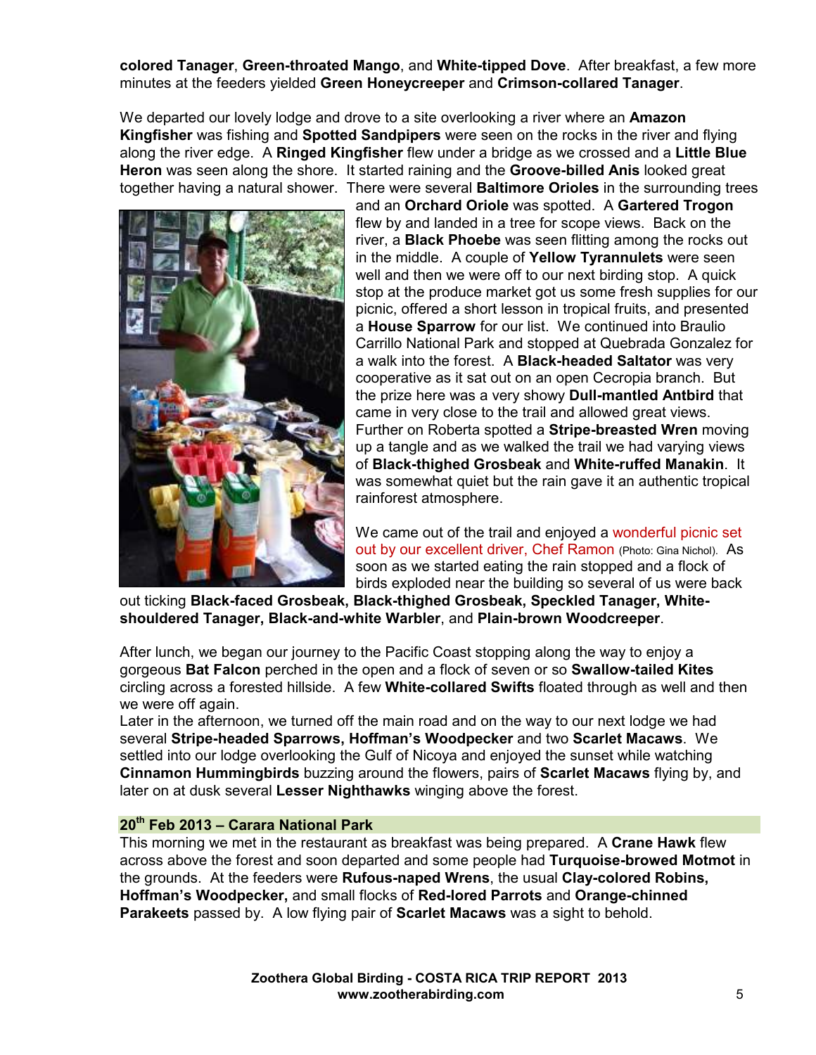**colored Tanager**, **Green-throated Mango**, and **White-tipped Dove**. After breakfast, a few more minutes at the feeders yielded **Green Honeycreeper** and **Crimson-collared Tanager**.

We departed our lovely lodge and drove to a site overlooking a river where an **Amazon Kingfisher** was fishing and **Spotted Sandpipers** were seen on the rocks in the river and flying along the river edge. A **Ringed Kingfisher** flew under a bridge as we crossed and a **Little Blue Heron** was seen along the shore. It started raining and the **Groove-billed Anis** looked great together having a natural shower. There were several **Baltimore Orioles** in the surrounding trees and an **Orchard Oriole** was spotted. A **Gartered Trogon** flew by and landed in a tree for scope views. Back on the river, a **Black Phoebe** was seen flitting among the rocks out in the middle. A couple of **Yellow Tyrannulets** were seen well and then we were off to our next birding stop. A quick stop at the produce market got us some fresh supplies for our picnic, offered a short lesson in tropical fruits, and presented a **House Sparrow** for our list. We continued into Braulio Carrillo National Park and stopped at Quebrada Gonzalez for a walk into the forest. A **Black-headed Saltator** was very cooperative as it sat out on an open Cecropia branch. But the prize here was a very showy **Dull-mantled Antbird** that came in very close to the trail and allowed great views. Further on Roberta spotted a **Stripe-breasted Wren** moving up a tangle and as we walked the trail we had varying views of **Black-thighed Grosbeak** and **White-ruffed Manakin**. It was somewhat quiet but the rain gave it an authentic tropical rainforest atmosphere.

We came out of the trail and enjoyed a wonderful picnic set out by our excellent driver, Chef Ramon (Photo: Gina Nichol). As soon as we started eating the rain stopped and a flock of birds exploded near the building so several of us were back out ticking **Black-faced Grosbeak, Black-thighed Grosbeak, Speckled Tanager, White-shouldered Tanager, Black-and-white Warbler**, and **Plain-brown Woodcreeper**.

After lunch, we began our journey to the Pacific Coast stopping along the way to enjoy a gorgeous **Bat Falcon** perched in the open and a flock of seven or so **Swallow-tailed Kites** circling across a forested hillside. A few **White-collared Swifts** floated through as well and then we were off again.
Later in the afternoon, we turned off the main road and on the way to our next lodge we had several **Stripe-headed Sparrows, Hoffman's Woodpecker** and two **Scarlet Macaws**. We settled into our lodge overlooking the Gulf of Nicoya and enjoyed the sunset while watching **Cinnamon Hummingbirds** buzzing around the flowers, pairs of **Scarlet Macaws** flying by, and later on at dusk several **Lesser Nighthawks** winging above the forest.

## 20th Feb 2013 – Carara National Park

This morning we met in the restaurant as breakfast was being prepared. A **Crane Hawk** flew across above the forest and soon departed and some people had **Turquoise-browed Motmot** in the grounds. At the feeders were **Rufous-naped Wrens**, the usual **Clay-colored Robins, Hoffman's Woodpecker,** and small flocks of **Red-lored Parrots** and **Orange-chinned Parakeets** passed by. A low flying pair of **Scarlet Macaws** was a sight to behold.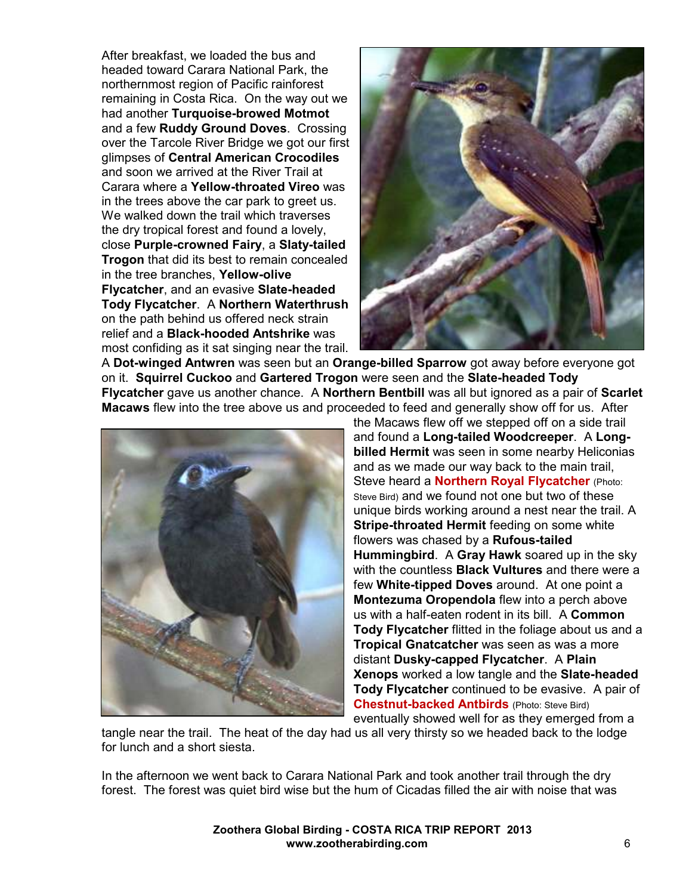After breakfast, we loaded the bus and headed toward Carara National Park, the northernmost region of Pacific rainforest remaining in Costa Rica. On the way out we had another **Turquoise-browed Motmot** and a few **Ruddy Ground Doves**. Crossing over the Tarcole River Bridge we got our first glimpses of **Central American Crocodiles** and soon we arrived at the River Trail at Carara where a **Yellow-throated Vireo** was in the trees above the car park to greet us. We walked down the trail which traverses the dry tropical forest and found a lovely, close **Purple-crowned Fairy**, a **Slaty-tailed Trogon** that did its best to remain concealed in the tree branches, **Yellow-olive Flycatcher**, and an evasive **Slate-headed Tody Flycatcher**. A **Northern Waterthrush** on the path behind us offered neck strain relief and a **Black-hooded Antshrike** was most confiding as it sat singing near the trail. A **Dot-winged Antwren** was seen but an **Orange-billed Sparrow** got away before everyone got on it. **Squirrel Cuckoo** and **Gartered Trogon** were seen and the **Slate-headed Tody Flycatcher** gave us another chance. A **Northern Bentbill** was all but ignored as a pair of **Scarlet Macaws** flew into the tree above us and proceeded to feed and generally show off for us. After the Macaws flew off we stepped off on a side trail and found a **Long-tailed Woodcreeper**. A **Long-billed Hermit** was seen in some nearby Heliconias and as we made our way back to the main trail, Steve heard a **Northern Royal Flycatcher** (Photo: Steve Bird) and we found not one but two of these unique birds working around a nest near the trail. A **Stripe-throated Hermit** feeding on some white flowers was chased by a **Rufous-tailed Hummingbird**. A **Gray Hawk** soared up in the sky with the countless **Black Vultures** and there were a few **White-tipped Doves** around. At one point a **Montezuma Oropendola** flew into a perch above us with a half-eaten rodent in its bill. A **Common Tody Flycatcher** flitted in the foliage about us and a **Tropical Gnatcatcher** was seen as was a more distant **Dusky-capped Flycatcher**. A **Plain Xenops** worked a low tangle and the **Slate-headed Tody Flycatcher** continued to be evasive. A pair of **Chestnut-backed Antbirds** (Photo: Steve Bird) eventually showed well for as they emerged from a tangle near the trail. The heat of the day had us all very thirsty so we headed back to the lodge for lunch and a short siesta.

In the afternoon we went back to Carara National Park and took another trail through the dry forest. The forest was quiet bird wise but the hum of Cicadas filled the air with noise that was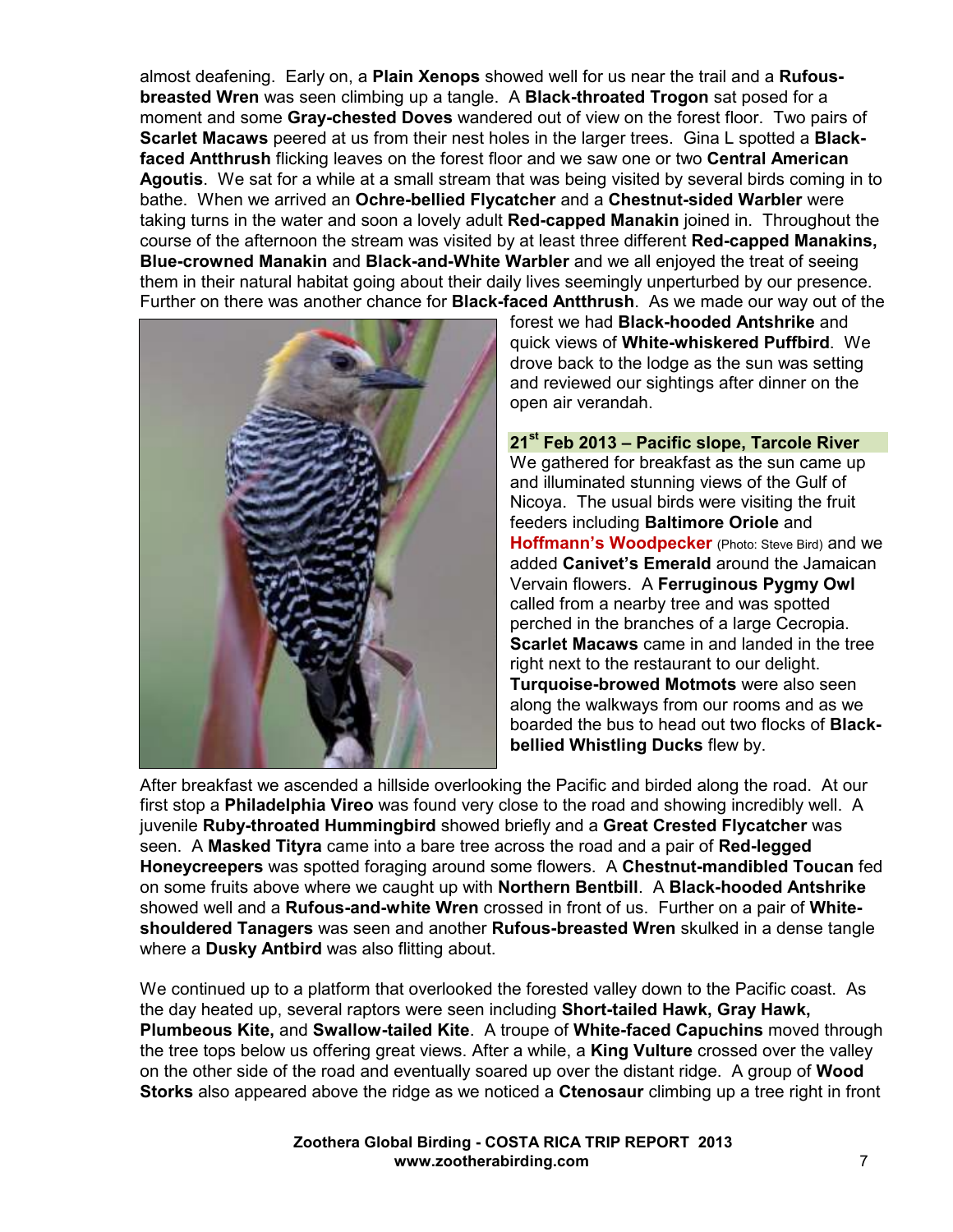almost deafening. Early on, a **Plain Xenops** showed well for us near the trail and a **Rufous-breasted Wren** was seen climbing up a tangle. A **Black-throated Trogon** sat posed for a moment and some **Gray-chested Doves** wandered out of view on the forest floor. Two pairs of **Scarlet Macaws** peered at us from their nest holes in the larger trees. Gina L spotted a **Black-faced Antthrush** flicking leaves on the forest floor and we saw one or two **Central American Agoutis**. We sat for a while at a small stream that was being visited by several birds coming in to bathe. When we arrived an **Ochre-bellied Flycatcher** and a **Chestnut-sided Warbler** were taking turns in the water and soon a lovely adult **Red-capped Manakin** joined in. Throughout the course of the afternoon the stream was visited by at least three different **Red-capped Manakins, Blue-crowned Manakin** and **Black-and-White Warbler** and we all enjoyed the treat of seeing them in their natural habitat going about their daily lives seemingly unperturbed by our presence. Further on there was another chance for **Black-faced Antthrush**. As we made our way out of the forest we had **Black-hooded Antshrike** and quick views of **White-whiskered Puffbird**. We drove back to the lodge as the sun was setting and reviewed our sightings after dinner on the open air verandah.

## 21st Feb 2013 – Pacific slope, Tarcole River

We gathered for breakfast as the sun came up and illuminated stunning views of the Gulf of Nicoya. The usual birds were visiting the fruit feeders including **Baltimore Oriole** and **Hoffmann's Woodpecker** (Photo: Steve Bird) and we added **Canivet's Emerald** around the Jamaican Vervain flowers. A **Ferruginous Pygmy Owl** called from a nearby tree and was spotted perched in the branches of a large Cecropia. **Scarlet Macaws** came in and landed in the tree right next to the restaurant to our delight. **Turquoise-browed Motmots** were also seen along the walkways from our rooms and as we boarded the bus to head out two flocks of **Black-bellied Whistling Ducks** flew by.

After breakfast we ascended a hillside overlooking the Pacific and birded along the road. At our first stop a **Philadelphia Vireo** was found very close to the road and showing incredibly well. A juvenile **Ruby-throated Hummingbird** showed briefly and a **Great Crested Flycatcher** was seen. A **Masked Tityra** came into a bare tree across the road and a pair of **Red-legged Honeycreepers** was spotted foraging around some flowers. A **Chestnut-mandibled Toucan** fed on some fruits above where we caught up with **Northern Bentbill**. A **Black-hooded Antshrike** showed well and a **Rufous-and-white Wren** crossed in front of us. Further on a pair of **White-shouldered Tanagers** was seen and another **Rufous-breasted Wren** skulked in a dense tangle where a **Dusky Antbird** was also flitting about.

We continued up to a platform that overlooked the forested valley down to the Pacific coast. As the day heated up, several raptors were seen including **Short-tailed Hawk, Gray Hawk, Plumbeous Kite,** and **Swallow-tailed Kite**. A troupe of **White-faced Capuchins** moved through the tree tops below us offering great views. After a while, a **King Vulture** crossed over the valley on the other side of the road and eventually soared up over the distant ridge. A group of **Wood Storks** also appeared above the ridge as we noticed a **Ctenosaur** climbing up a tree right in front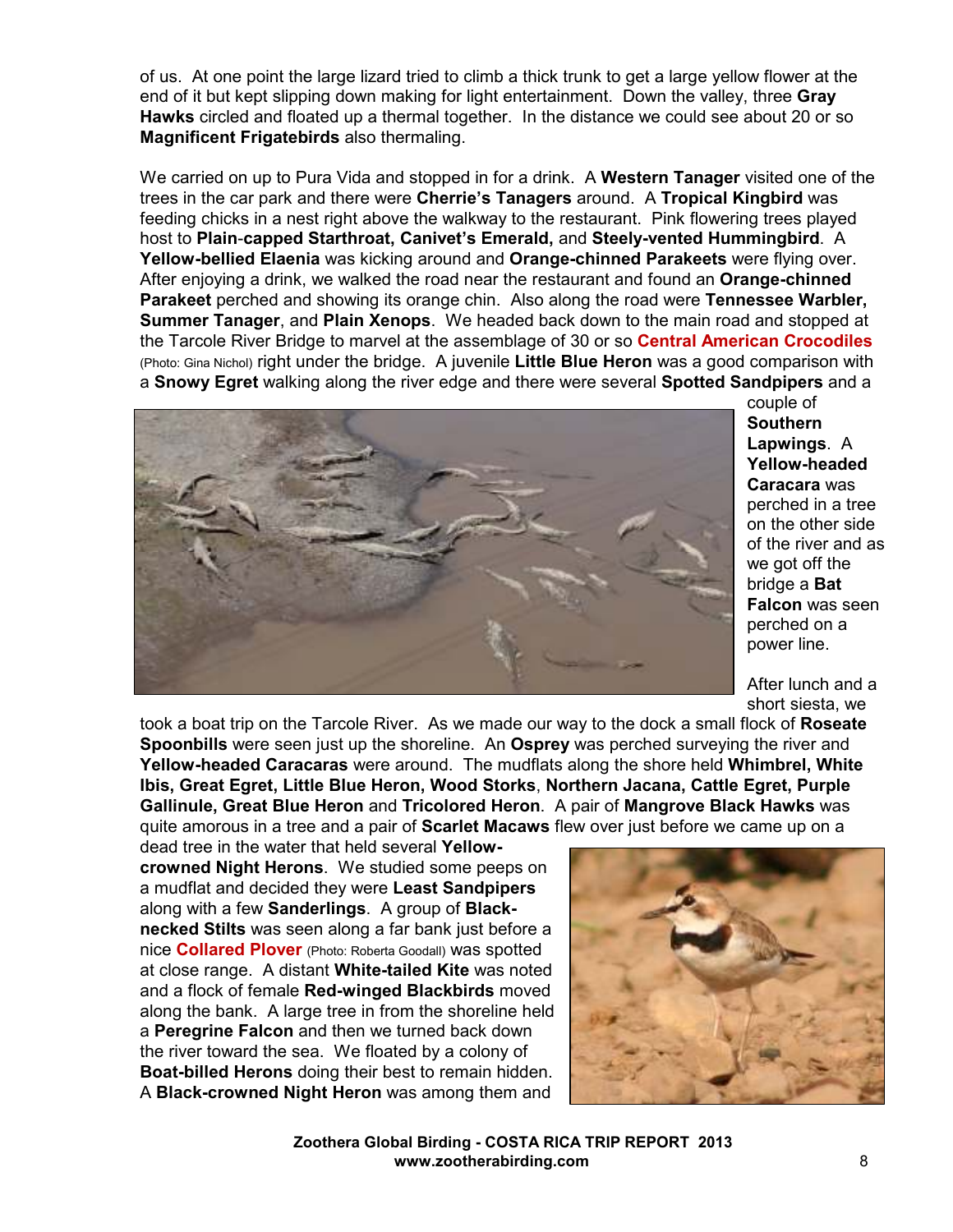of us. At one point the large lizard tried to climb a thick trunk to get a large yellow flower at the end of it but kept slipping down making for light entertainment. Down the valley, three **Gray Hawks** circled and floated up a thermal together. In the distance we could see about 20 or so **Magnificent Frigatebirds** also thermaling.

We carried on up to Pura Vida and stopped in for a drink. A **Western Tanager** visited one of the trees in the car park and there were **Cherrie's Tanagers** around. A **Tropical Kingbird** was feeding chicks in a nest right above the walkway to the restaurant. Pink flowering trees played host to **Plain-capped Starthroat, Canivet's Emerald,** and **Steely-vented Hummingbird**. A **Yellow-bellied Elaenia** was kicking around and **Orange-chinned Parakeets** were flying over. After enjoying a drink, we walked the road near the restaurant and found an **Orange-chinned Parakeet** perched and showing its orange chin. Also along the road were **Tennessee Warbler, Summer Tanager**, and **Plain Xenops**. We headed back down to the main road and stopped at the Tarcole River Bridge to marvel at the assemblage of 30 or so **Central American Crocodiles** (Photo: Gina Nichol) right under the bridge. A juvenile **Little Blue Heron** was a good comparison with a **Snowy Egret** walking along the river edge and there were several **Spotted Sandpipers** and a couple of **Southern Lapwings**. A **Yellow-headed Caracara** was perched in a tree on the other side of the river and as we got off the bridge a **Bat Falcon** was seen perched on a power line.

After lunch and a short siesta, we took a boat trip on the Tarcole River. As we made our way to the dock a small flock of **Roseate Spoonbills** were seen just up the shoreline. An **Osprey** was perched surveying the river and **Yellow-headed Caracaras** were around. The mudflats along the shore held **Whimbrel, White Ibis, Great Egret, Little Blue Heron, Wood Storks**, **Northern Jacana, Cattle Egret, Purple Gallinule, Great Blue Heron** and **Tricolored Heron**. A pair of **Mangrove Black Hawks** was quite amorous in a tree and a pair of **Scarlet Macaws** flew over just before we came up on a dead tree in the water that held several **Yellow-crowned Night Herons**. We studied some peeps on a mudflat and decided they were **Least Sandpipers** along with a few **Sanderlings**. A group of **Black-necked Stilts** was seen along a far bank just before a nice **Collared Plover** (Photo: Roberta Goodall) was spotted at close range. A distant **White-tailed Kite** was noted and a flock of female **Red-winged Blackbirds** moved along the bank. A large tree in from the shoreline held a **Peregrine Falcon** and then we turned back down the river toward the sea. We floated by a colony of **Boat-billed Herons** doing their best to remain hidden. A **Black-crowned Night Heron** was among them and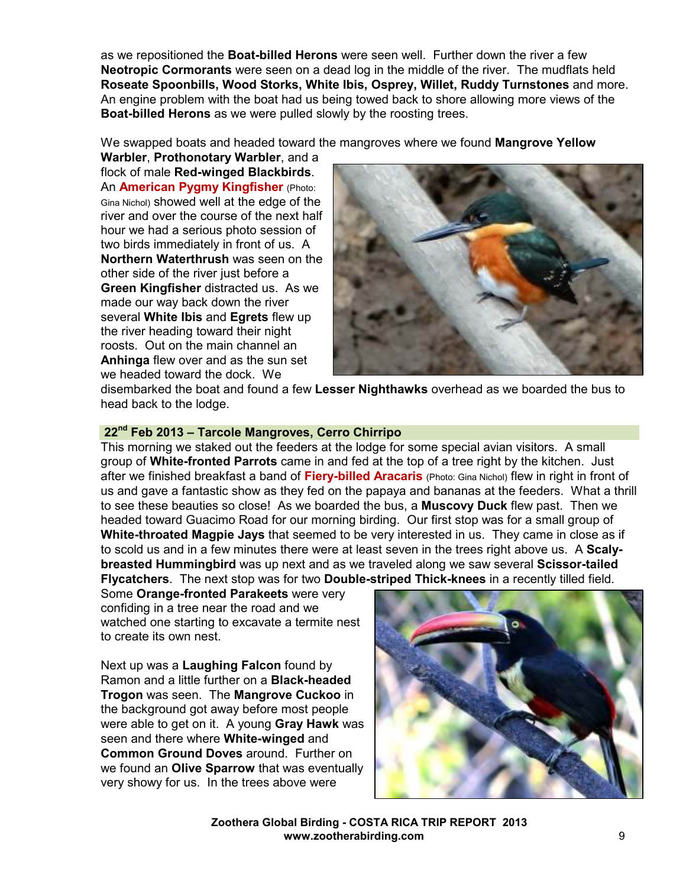as we repositioned the **Boat-billed Herons** were seen well. Further down the river a few **Neotropic Cormorants** were seen on a dead log in the middle of the river. The mudflats held **Roseate Spoonbills, Wood Storks, White Ibis, Osprey, Willet, Ruddy Turnstones** and more. An engine problem with the boat had us being towed back to shore allowing more views of the **Boat-billed Herons** as we were pulled slowly by the roosting trees.

We swapped boats and headed toward the mangroves where we found **Mangrove Yellow Warbler**, **Prothonotary Warbler**, and a flock of male **Red-winged Blackbirds**. An **American Pygmy Kingfisher** (Photo: Gina Nichol) showed well at the edge of the river and over the course of the next half hour we had a serious photo session of two birds immediately in front of us. A **Northern Waterthrush** was seen on the other side of the river just before a **Green Kingfisher** distracted us. As we made our way back down the river several **White Ibis** and **Egrets** flew up the river heading toward their night roosts. Out on the main channel an **Anhinga** flew over and as the sun set we headed toward the dock. We disembarked the boat and found a few **Lesser Nighthawks** overhead as we boarded the bus to head back to the lodge.

## 22nd Feb 2013 – Tarcole Mangroves, Cerro Chirripo

This morning we staked out the feeders at the lodge for some special avian visitors. A small group of **White-fronted Parrots** came in and fed at the top of a tree right by the kitchen. Just after we finished breakfast a band of **Fiery-billed Aracaris** (Photo: Gina Nichol) flew in right in front of us and gave a fantastic show as they fed on the papaya and bananas at the feeders. What a thrill to see these beauties so close! As we boarded the bus, a **Muscovy Duck** flew past. Then we headed toward Guacimo Road for our morning birding. Our first stop was for a small group of **White-throated Magpie Jays** that seemed to be very interested in us. They came in close as if to scold us and in a few minutes there were at least seven in the trees right above us. A **Scaly-breasted Hummingbird** was up next and as we traveled along we saw several **Scissor-tailed Flycatchers**. The next stop was for two **Double-striped Thick-knees** in a recently tilled field. Some **Orange-fronted Parakeets** were very confiding in a tree near the road and we watched one starting to excavate a termite nest to create its own nest.

Next up was a **Laughing Falcon** found by Ramon and a little further on a **Black-headed Trogon** was seen. The **Mangrove Cuckoo** in the background got away before most people were able to get on it. A young **Gray Hawk** was seen and there where **White-winged** and **Common Ground Doves** around. Further on we found an **Olive Sparrow** that was eventually very showy for us. In the trees above were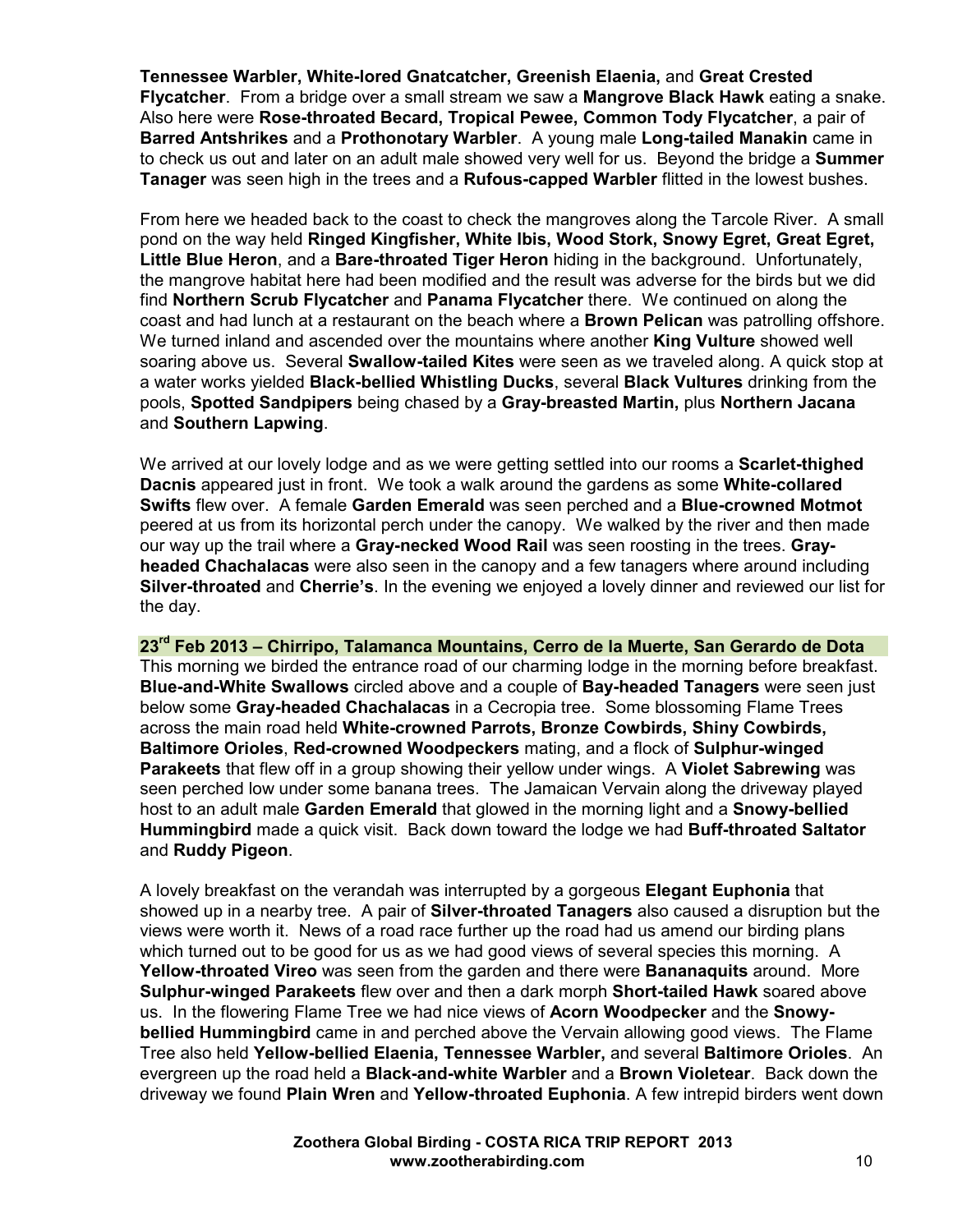**Tennessee Warbler, White-lored Gnatcatcher, Greenish Elaenia,** and **Great Crested Flycatcher**. From a bridge over a small stream we saw a **Mangrove Black Hawk** eating a snake. Also here were **Rose-throated Becard, Tropical Pewee, Common Tody Flycatcher**, a pair of **Barred Antshrikes** and a **Prothonotary Warbler**. A young male **Long-tailed Manakin** came in to check us out and later on an adult male showed very well for us. Beyond the bridge a **Summer Tanager** was seen high in the trees and a **Rufous-capped Warbler** flitted in the lowest bushes.

From here we headed back to the coast to check the mangroves along the Tarcole River. A small pond on the way held **Ringed Kingfisher, White Ibis, Wood Stork, Snowy Egret, Great Egret, Little Blue Heron**, and a **Bare-throated Tiger Heron** hiding in the background. Unfortunately, the mangrove habitat here had been modified and the result was adverse for the birds but we did find **Northern Scrub Flycatcher** and **Panama Flycatcher** there. We continued on along the coast and had lunch at a restaurant on the beach where a **Brown Pelican** was patrolling offshore. We turned inland and ascended over the mountains where another **King Vulture** showed well soaring above us. Several **Swallow-tailed Kites** were seen as we traveled along. A quick stop at a water works yielded **Black-bellied Whistling Ducks**, several **Black Vultures** drinking from the pools, **Spotted Sandpipers** being chased by a **Gray-breasted Martin,** plus **Northern Jacana** and **Southern Lapwing**.

We arrived at our lovely lodge and as we were getting settled into our rooms a **Scarlet-thighed Dacnis** appeared just in front. We took a walk around the gardens as some **White-collared Swifts** flew over. A female **Garden Emerald** was seen perched and a **Blue-crowned Motmot** peered at us from its horizontal perch under the canopy. We walked by the river and then made our way up the trail where a **Gray-necked Wood Rail** was seen roosting in the trees. **Gray-headed Chachalacas** were also seen in the canopy and a few tanagers where around including **Silver-throated** and **Cherrie's**. In the evening we enjoyed a lovely dinner and reviewed our list for the day.

## 23rd Feb 2013 – Chirripo, Talamanca Mountains, Cerro de la Muerte, San Gerardo de Dota

This morning we birded the entrance road of our charming lodge in the morning before breakfast. **Blue-and-White Swallows** circled above and a couple of **Bay-headed Tanagers** were seen just below some **Gray-headed Chachalacas** in a Cecropia tree. Some blossoming Flame Trees across the main road held **White-crowned Parrots, Bronze Cowbirds, Shiny Cowbirds, Baltimore Orioles**, **Red-crowned Woodpeckers** mating, and a flock of **Sulphur-winged Parakeets** that flew off in a group showing their yellow under wings. A **Violet Sabrewing** was seen perched low under some banana trees. The Jamaican Vervain along the driveway played host to an adult male **Garden Emerald** that glowed in the morning light and a **Snowy-bellied Hummingbird** made a quick visit. Back down toward the lodge we had **Buff-throated Saltator** and **Ruddy Pigeon**.

A lovely breakfast on the verandah was interrupted by a gorgeous **Elegant Euphonia** that showed up in a nearby tree. A pair of **Silver-throated Tanagers** also caused a disruption but the views were worth it. News of a road race further up the road had us amend our birding plans which turned out to be good for us as we had good views of several species this morning. A **Yellow-throated Vireo** was seen from the garden and there were **Bananaquits** around. More **Sulphur-winged Parakeets** flew over and then a dark morph **Short-tailed Hawk** soared above us. In the flowering Flame Tree we had nice views of **Acorn Woodpecker** and the **Snowy-bellied Hummingbird** came in and perched above the Vervain allowing good views. The Flame Tree also held **Yellow-bellied Elaenia, Tennessee Warbler,** and several **Baltimore Orioles**. An evergreen up the road held a **Black-and-white Warbler** and a **Brown Violetear**. Back down the driveway we found **Plain Wren** and **Yellow-throated Euphonia**. A few intrepid birders went down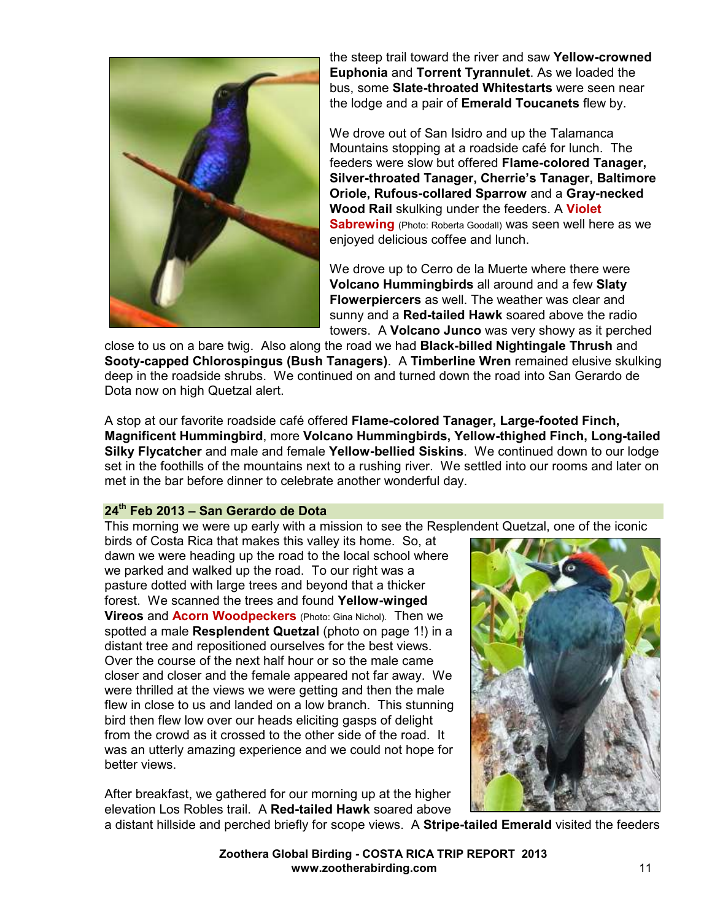the steep trail toward the river and saw **Yellow-crowned Euphonia** and **Torrent Tyrannulet**. As we loaded the bus, some **Slate-throated Whitestarts** were seen near the lodge and a pair of **Emerald Toucanets** flew by.

We drove out of San Isidro and up the Talamanca Mountains stopping at a roadside café for lunch. The feeders were slow but offered **Flame-colored Tanager, Silver-throated Tanager, Cherrie's Tanager, Baltimore Oriole, Rufous-collared Sparrow** and a **Gray-necked Wood Rail** skulking under the feeders. A **Violet Sabrewing** (Photo: Roberta Goodall) was seen well here as we enjoyed delicious coffee and lunch.

We drove up to Cerro de la Muerte where there were **Volcano Hummingbirds** all around and a few **Slaty Flowerpiercers** as well. The weather was clear and sunny and a **Red-tailed Hawk** soared above the radio towers. A **Volcano Junco** was very showy as it perched close to us on a bare twig. Also along the road we had **Black-billed Nightingale Thrush** and **Sooty-capped Chlorospingus (Bush Tanagers)**. A **Timberline Wren** remained elusive skulking deep in the roadside shrubs. We continued on and turned down the road into San Gerardo de Dota now on high Quetzal alert.

A stop at our favorite roadside café offered **Flame-colored Tanager, Large-footed Finch, Magnificent Hummingbird**, more **Volcano Hummingbirds, Yellow-thighed Finch, Long-tailed Silky Flycatcher** and male and female **Yellow-bellied Siskins**. We continued down to our lodge set in the foothills of the mountains next to a rushing river. We settled into our rooms and later on met in the bar before dinner to celebrate another wonderful day.

## 24th Feb 2013 – San Gerardo de Dota

This morning we were up early with a mission to see the Resplendent Quetzal, one of the iconic birds of Costa Rica that makes this valley its home. So, at dawn we were heading up the road to the local school where we parked and walked up the road. To our right was a pasture dotted with large trees and beyond that a thicker forest. We scanned the trees and found **Yellow-winged Vireos** and **Acorn Woodpeckers** (Photo: Gina Nichol). Then we spotted a male **Resplendent Quetzal** (photo on page 1!) in a distant tree and repositioned ourselves for the best views. Over the course of the next half hour or so the male came closer and closer and the female appeared not far away. We were thrilled at the views we were getting and then the male flew in close to us and landed on a low branch. This stunning bird then flew low over our heads eliciting gasps of delight from the crowd as it crossed to the other side of the road. It was an utterly amazing experience and we could not hope for better views.

After breakfast, we gathered for our morning up at the higher elevation Los Robles trail. A **Red-tailed Hawk** soared above a distant hillside and perched briefly for scope views. A **Stripe-tailed Emerald** visited the feeders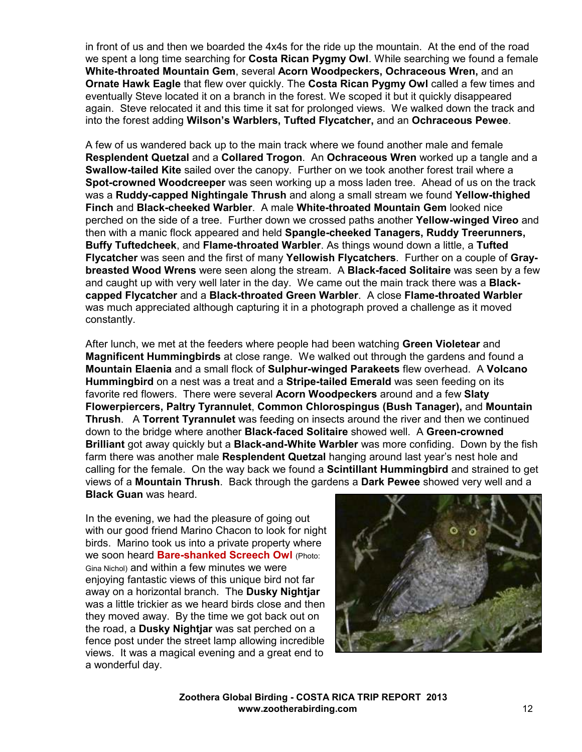in front of us and then we boarded the 4x4s for the ride up the mountain. At the end of the road we spent a long time searching for **Costa Rican Pygmy Owl**. While searching we found a female **White-throated Mountain Gem**, several **Acorn Woodpeckers, Ochraceous Wren,** and an **Ornate Hawk Eagle** that flew over quickly. The **Costa Rican Pygmy Owl** called a few times and eventually Steve located it on a branch in the forest. We scoped it but it quickly disappeared again. Steve relocated it and this time it sat for prolonged views. We walked down the track and into the forest adding **Wilson's Warblers, Tufted Flycatcher,** and an **Ochraceous Pewee**.

A few of us wandered back up to the main track where we found another male and female **Resplendent Quetzal** and a **Collared Trogon**. An **Ochraceous Wren** worked up a tangle and a **Swallow-tailed Kite** sailed over the canopy. Further on we took another forest trail where a **Spot-crowned Woodcreeper** was seen working up a moss laden tree. Ahead of us on the track was a **Ruddy-capped Nightingale Thrush** and along a small stream we found **Yellow-thighed Finch** and **Black-cheeked Warbler**. A male **White-throated Mountain Gem** looked nice perched on the side of a tree. Further down we crossed paths another **Yellow-winged Vireo** and then with a manic flock appeared and held **Spangle-cheeked Tanagers, Ruddy Treerunners, Buffy Tuftedcheek**, and **Flame-throated Warbler**. As things wound down a little, a **Tufted Flycatcher** was seen and the first of many **Yellowish Flycatchers**. Further on a couple of **Gray-breasted Wood Wrens** were seen along the stream. A **Black-faced Solitaire** was seen by a few and caught up with very well later in the day. We came out the main track there was a **Black-capped Flycatcher** and a **Black-throated Green Warbler**. A close **Flame-throated Warbler** was much appreciated although capturing it in a photograph proved a challenge as it moved constantly.

After lunch, we met at the feeders where people had been watching **Green Violetear** and **Magnificent Hummingbirds** at close range. We walked out through the gardens and found a **Mountain Elaenia** and a small flock of **Sulphur-winged Parakeets** flew overhead. A **Volcano Hummingbird** on a nest was a treat and a **Stripe-tailed Emerald** was seen feeding on its favorite red flowers. There were several **Acorn Woodpeckers** around and a few **Slaty Flowerpiercers, Paltry Tyrannulet**, **Common Chlorospingus (Bush Tanager),** and **Mountain Thrush**. A **Torrent Tyrannulet** was feeding on insects around the river and then we continued down to the bridge where another **Black-faced Solitaire** showed well. A **Green-crowned Brilliant** got away quickly but a **Black-and-White Warbler** was more confiding. Down by the fish farm there was another male **Resplendent Quetzal** hanging around last year's nest hole and calling for the female. On the way back we found a **Scintillant Hummingbird** and strained to get views of a **Mountain Thrush**. Back through the gardens a **Dark Pewee** showed very well and a **Black Guan** was heard.

In the evening, we had the pleasure of going out with our good friend Marino Chacon to look for night birds. Marino took us into a private property where we soon heard **Bare-shanked Screech Owl** (Photo: Gina Nichol) and within a few minutes we were enjoying fantastic views of this unique bird not far away on a horizontal branch. The **Dusky Nightjar** was a little trickier as we heard birds close and then they moved away. By the time we got back out on the road, a **Dusky Nightjar** was sat perched on a fence post under the street lamp allowing incredible views. It was a magical evening and a great end to a wonderful day.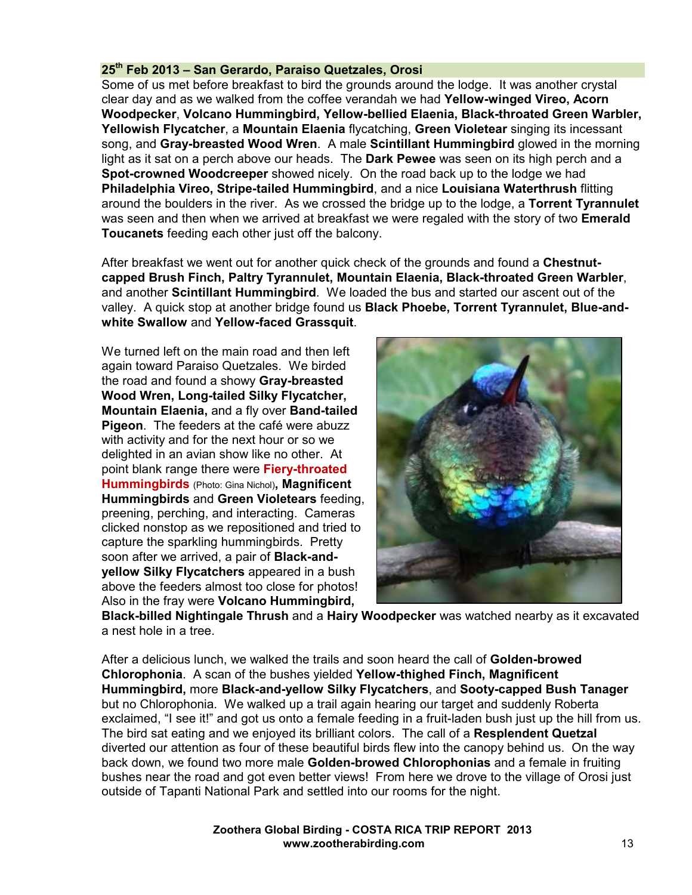## 25th Feb 2013 – San Gerardo, Paraiso Quetzales, Orosi

Some of us met before breakfast to bird the grounds around the lodge. It was another crystal clear day and as we walked from the coffee verandah we had **Yellow-winged Vireo, Acorn Woodpecker**, **Volcano Hummingbird, Yellow-bellied Elaenia, Black-throated Green Warbler, Yellowish Flycatcher**, a **Mountain Elaenia** flycatching, **Green Violetear** singing its incessant song, and **Gray-breasted Wood Wren**. A male **Scintillant Hummingbird** glowed in the morning light as it sat on a perch above our heads. The **Dark Pewee** was seen on its high perch and a **Spot-crowned Woodcreeper** showed nicely. On the road back up to the lodge we had **Philadelphia Vireo, Stripe-tailed Hummingbird**, and a nice **Louisiana Waterthrush** flitting around the boulders in the river. As we crossed the bridge up to the lodge, a **Torrent Tyrannulet** was seen and then when we arrived at breakfast we were regaled with the story of two **Emerald Toucanets** feeding each other just off the balcony.

After breakfast we went out for another quick check of the grounds and found a **Chestnut-capped Brush Finch, Paltry Tyrannulet, Mountain Elaenia, Black-throated Green Warbler**, and another **Scintillant Hummingbird**. We loaded the bus and started our ascent out of the valley. A quick stop at another bridge found us **Black Phoebe, Torrent Tyrannulet, Blue-and-white Swallow** and **Yellow-faced Grassquit**.

We turned left on the main road and then left again toward Paraiso Quetzales. We birded the road and found a showy **Gray-breasted Wood Wren, Long-tailed Silky Flycatcher, Mountain Elaenia,** and a fly over **Band-tailed Pigeon**. The feeders at the café were abuzz with activity and for the next hour or so we delighted in an avian show like no other. At point blank range there were **Fiery-throated Hummingbirds** (Photo: Gina Nichol)**, Magnificent Hummingbirds** and **Green Violetears** feeding, preening, perching, and interacting. Cameras clicked nonstop as we repositioned and tried to capture the sparkling hummingbirds. Pretty soon after we arrived, a pair of **Black-and-yellow Silky Flycatchers** appeared in a bush above the feeders almost too close for photos! Also in the fray were **Volcano Hummingbird, Black-billed Nightingale Thrush** and a **Hairy Woodpecker** was watched nearby as it excavated a nest hole in a tree.

After a delicious lunch, we walked the trails and soon heard the call of **Golden-browed Chlorophonia**. A scan of the bushes yielded **Yellow-thighed Finch, Magnificent Hummingbird,** more **Black-and-yellow Silky Flycatchers**, and **Sooty-capped Bush Tanager** but no Chlorophonia. We walked up a trail again hearing our target and suddenly Roberta exclaimed, "I see it!" and got us onto a female feeding in a fruit-laden bush just up the hill from us. The bird sat eating and we enjoyed its brilliant colors. The call of a **Resplendent Quetzal** diverted our attention as four of these beautiful birds flew into the canopy behind us. On the way back down, we found two more male **Golden-browed Chlorophonias** and a female in fruiting bushes near the road and got even better views! From here we drove to the village of Orosi just outside of Tapanti National Park and settled into our rooms for the night.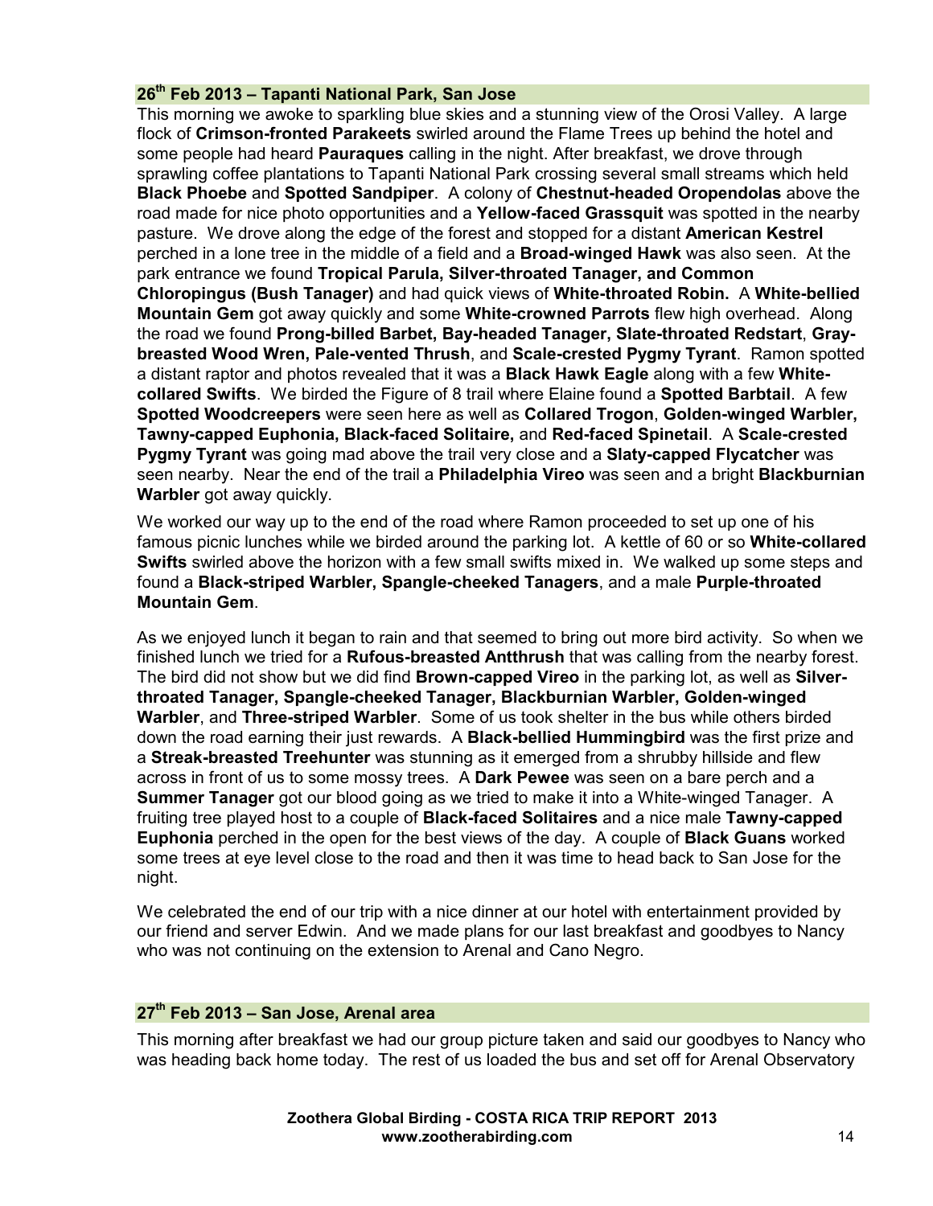## 26th Feb 2013 – Tapanti National Park, San Jose

This morning we awoke to sparkling blue skies and a stunning view of the Orosi Valley. A large flock of **Crimson-fronted Parakeets** swirled around the Flame Trees up behind the hotel and some people had heard **Pauraques** calling in the night. After breakfast, we drove through sprawling coffee plantations to Tapanti National Park crossing several small streams which held **Black Phoebe** and **Spotted Sandpiper**. A colony of **Chestnut-headed Oropendolas** above the road made for nice photo opportunities and a **Yellow-faced Grassquit** was spotted in the nearby pasture. We drove along the edge of the forest and stopped for a distant **American Kestrel** perched in a lone tree in the middle of a field and a **Broad-winged Hawk** was also seen. At the park entrance we found **Tropical Parula, Silver-throated Tanager, and Common Chloropingus (Bush Tanager)** and had quick views of **White-throated Robin.** A **White-bellied Mountain Gem** got away quickly and some **White-crowned Parrots** flew high overhead. Along the road we found **Prong-billed Barbet, Bay-headed Tanager, Slate-throated Redstart**, **Gray-breasted Wood Wren, Pale-vented Thrush**, and **Scale-crested Pygmy Tyrant**. Ramon spotted a distant raptor and photos revealed that it was a **Black Hawk Eagle** along with a few **White-collared Swifts**. We birded the Figure of 8 trail where Elaine found a **Spotted Barbtail**. A few **Spotted Woodcreepers** were seen here as well as **Collared Trogon**, **Golden-winged Warbler, Tawny-capped Euphonia, Black-faced Solitaire,** and **Red-faced Spinetail**. A **Scale-crested Pygmy Tyrant** was going mad above the trail very close and a **Slaty-capped Flycatcher** was seen nearby. Near the end of the trail a **Philadelphia Vireo** was seen and a bright **Blackburnian Warbler** got away quickly.

We worked our way up to the end of the road where Ramon proceeded to set up one of his famous picnic lunches while we birded around the parking lot. A kettle of 60 or so **White-collared Swifts** swirled above the horizon with a few small swifts mixed in. We walked up some steps and found a **Black-striped Warbler, Spangle-cheeked Tanagers**, and a male **Purple-throated Mountain Gem**.

As we enjoyed lunch it began to rain and that seemed to bring out more bird activity. So when we finished lunch we tried for a **Rufous-breasted Antthrush** that was calling from the nearby forest. The bird did not show but we did find **Brown-capped Vireo** in the parking lot, as well as **Silver-throated Tanager, Spangle-cheeked Tanager, Blackburnian Warbler, Golden-winged Warbler**, and **Three-striped Warbler**. Some of us took shelter in the bus while others birded down the road earning their just rewards. A **Black-bellied Hummingbird** was the first prize and a **Streak-breasted Treehunter** was stunning as it emerged from a shrubby hillside and flew across in front of us to some mossy trees. A **Dark Pewee** was seen on a bare perch and a **Summer Tanager** got our blood going as we tried to make it into a White-winged Tanager. A fruiting tree played host to a couple of **Black-faced Solitaires** and a nice male **Tawny-capped Euphonia** perched in the open for the best views of the day. A couple of **Black Guans** worked some trees at eye level close to the road and then it was time to head back to San Jose for the night.

We celebrated the end of our trip with a nice dinner at our hotel with entertainment provided by our friend and server Edwin. And we made plans for our last breakfast and goodbyes to Nancy who was not continuing on the extension to Arenal and Cano Negro.

## 27th Feb 2013 – San Jose, Arenal area

This morning after breakfast we had our group picture taken and said our goodbyes to Nancy who was heading back home today. The rest of us loaded the bus and set off for Arenal Observatory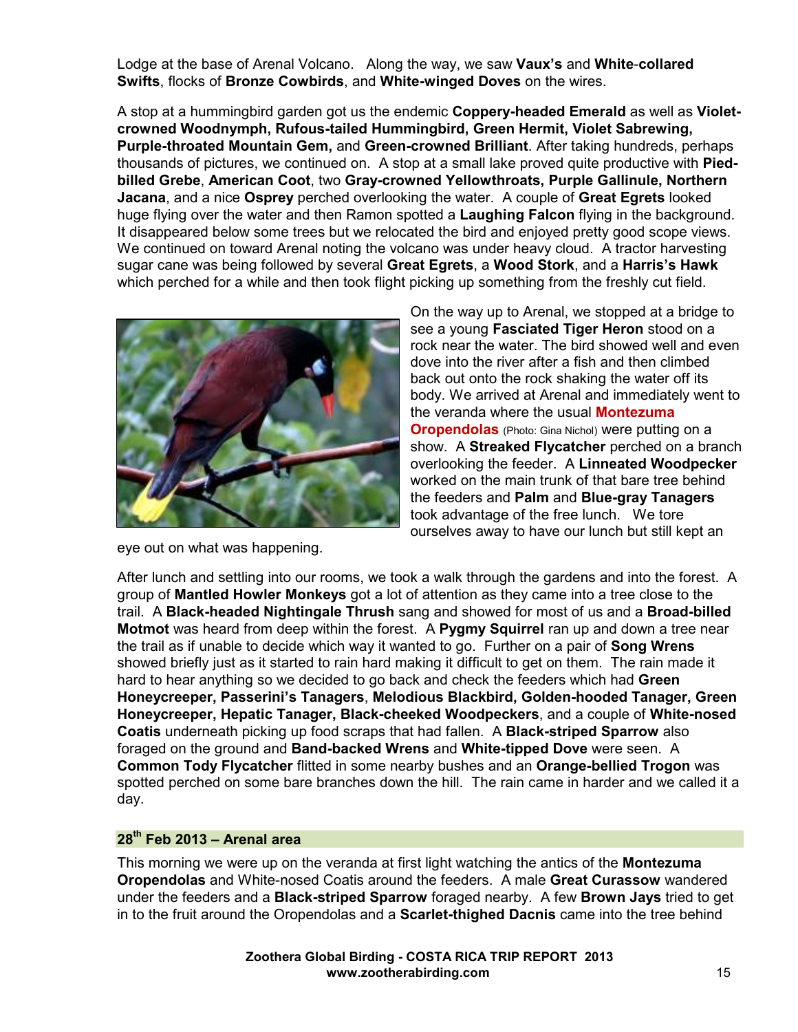Lodge at the base of Arenal Volcano. Along the way, we saw **Vaux's** and **White-collared Swifts**, flocks of **Bronze Cowbirds**, and **White-winged Doves** on the wires.

A stop at a hummingbird garden got us the endemic **Coppery-headed Emerald** as well as **Violet-crowned Woodnymph, Rufous-tailed Hummingbird, Green Hermit, Violet Sabrewing, Purple-throated Mountain Gem,** and **Green-crowned Brilliant**. After taking hundreds, perhaps thousands of pictures, we continued on. A stop at a small lake proved quite productive with **Pied-billed Grebe**, **American Coot**, two **Gray-crowned Yellowthroats, Purple Gallinule, Northern Jacana**, and a nice **Osprey** perched overlooking the water. A couple of **Great Egrets** looked huge flying over the water and then Ramon spotted a **Laughing Falcon** flying in the background. It disappeared below some trees but we relocated the bird and enjoyed pretty good scope views. We continued on toward Arenal noting the volcano was under heavy cloud. A tractor harvesting sugar cane was being followed by several **Great Egrets**, a **Wood Stork**, and a **Harris's Hawk** which perched for a while and then took flight picking up something from the freshly cut field.

On the way up to Arenal, we stopped at a bridge to see a young **Fasciated Tiger Heron** stood on a rock near the water. The bird showed well and even dove into the river after a fish and then climbed back out onto the rock shaking the water off its body. We arrived at Arenal and immediately went to the veranda where the usual **Montezuma Oropendolas** (Photo: Gina Nichol) were putting on a show. A **Streaked Flycatcher** perched on a branch overlooking the feeder. A **Linneated Woodpecker** worked on the main trunk of that bare tree behind the feeders and **Palm** and **Blue-gray Tanagers** took advantage of the free lunch. We tore ourselves away to have our lunch but still kept an eye out on what was happening.

After lunch and settling into our rooms, we took a walk through the gardens and into the forest. A group of **Mantled Howler Monkeys** got a lot of attention as they came into a tree close to the trail. A **Black-headed Nightingale Thrush** sang and showed for most of us and a **Broad-billed Motmot** was heard from deep within the forest. A **Pygmy Squirrel** ran up and down a tree near the trail as if unable to decide which way it wanted to go. Further on a pair of **Song Wrens** showed briefly just as it started to rain hard making it difficult to get on them. The rain made it hard to hear anything so we decided to go back and check the feeders which had **Green Honeycreeper, Passerini's Tanagers**, **Melodious Blackbird, Golden-hooded Tanager, Green Honeycreeper, Hepatic Tanager, Black-cheeked Woodpeckers**, and a couple of **White-nosed Coatis** underneath picking up food scraps that had fallen. A **Black-striped Sparrow** also foraged on the ground and **Band-backed Wrens** and **White-tipped Dove** were seen. A **Common Tody Flycatcher** flitted in some nearby bushes and an **Orange-bellied Trogon** was spotted perched on some bare branches down the hill. The rain came in harder and we called it a day.

## 28th Feb 2013 – Arenal area

This morning we were up on the veranda at first light watching the antics of the **Montezuma Oropendolas** and White-nosed Coatis around the feeders. A male **Great Curassow** wandered under the feeders and a **Black-striped Sparrow** foraged nearby. A few **Brown Jays** tried to get in to the fruit around the Oropendolas and a **Scarlet-thighed Dacnis** came into the tree behind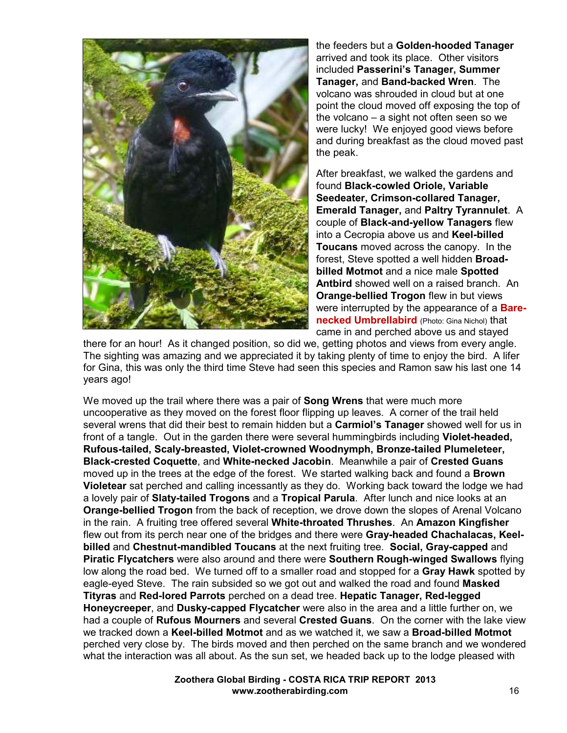the feeders but a **Golden-hooded Tanager** arrived and took its place. Other visitors included **Passerini's Tanager, Summer Tanager,** and **Band-backed Wren**. The volcano was shrouded in cloud but at one point the cloud moved off exposing the top of the volcano – a sight not often seen so we were lucky! We enjoyed good views before and during breakfast as the cloud moved past the peak.

After breakfast, we walked the gardens and found **Black-cowled Oriole, Variable Seedeater, Crimson-collared Tanager, Emerald Tanager,** and **Paltry Tyrannulet**. A couple of **Black-and-yellow Tanagers** flew into a Cecropia above us and **Keel-billed Toucans** moved across the canopy. In the forest, Steve spotted a well hidden **Broad-billed Motmot** and a nice male **Spotted Antbird** showed well on a raised branch. An **Orange-bellied Trogon** flew in but views were interrupted by the appearance of a **Bare-necked Umbrellabird** (Photo: Gina Nichol) that came in and perched above us and stayed there for an hour! As it changed position, so did we, getting photos and views from every angle. The sighting was amazing and we appreciated it by taking plenty of time to enjoy the bird. A lifer for Gina, this was only the third time Steve had seen this species and Ramon saw his last one 14 years ago!

We moved up the trail where there was a pair of **Song Wrens** that were much more uncooperative as they moved on the forest floor flipping up leaves. A corner of the trail held several wrens that did their best to remain hidden but a **Carmiol's Tanager** showed well for us in front of a tangle. Out in the garden there were several hummingbirds including **Violet-headed, Rufous-tailed, Scaly-breasted, Violet-crowned Woodnymph, Bronze-tailed Plumeleteer, Black-crested Coquette**, and **White-necked Jacobin**. Meanwhile a pair of **Crested Guans** moved up in the trees at the edge of the forest. We started walking back and found a **Brown Violetear** sat perched and calling incessantly as they do. Working back toward the lodge we had a lovely pair of **Slaty-tailed Trogons** and a **Tropical Parula**. After lunch and nice looks at an **Orange-bellied Trogon** from the back of reception, we drove down the slopes of Arenal Volcano in the rain. A fruiting tree offered several **White-throated Thrushes**. An **Amazon Kingfisher** flew out from its perch near one of the bridges and there were **Gray-headed Chachalacas, Keel-billed** and **Chestnut-mandibled Toucans** at the next fruiting tree. **Social, Gray-capped** and **Piratic Flycatchers** were also around and there were **Southern Rough-winged Swallows** flying low along the road bed. We turned off to a smaller road and stopped for a **Gray Hawk** spotted by eagle-eyed Steve. The rain subsided so we got out and walked the road and found **Masked Tityras** and **Red-lored Parrots** perched on a dead tree. **Hepatic Tanager, Red-legged Honeycreeper**, and **Dusky-capped Flycatcher** were also in the area and a little further on, we had a couple of **Rufous Mourners** and several **Crested Guans**. On the corner with the lake view we tracked down a **Keel-billed Motmot** and as we watched it, we saw a **Broad-billed Motmot** perched very close by. The birds moved and then perched on the same branch and we wondered what the interaction was all about. As the sun set, we headed back up to the lodge pleased with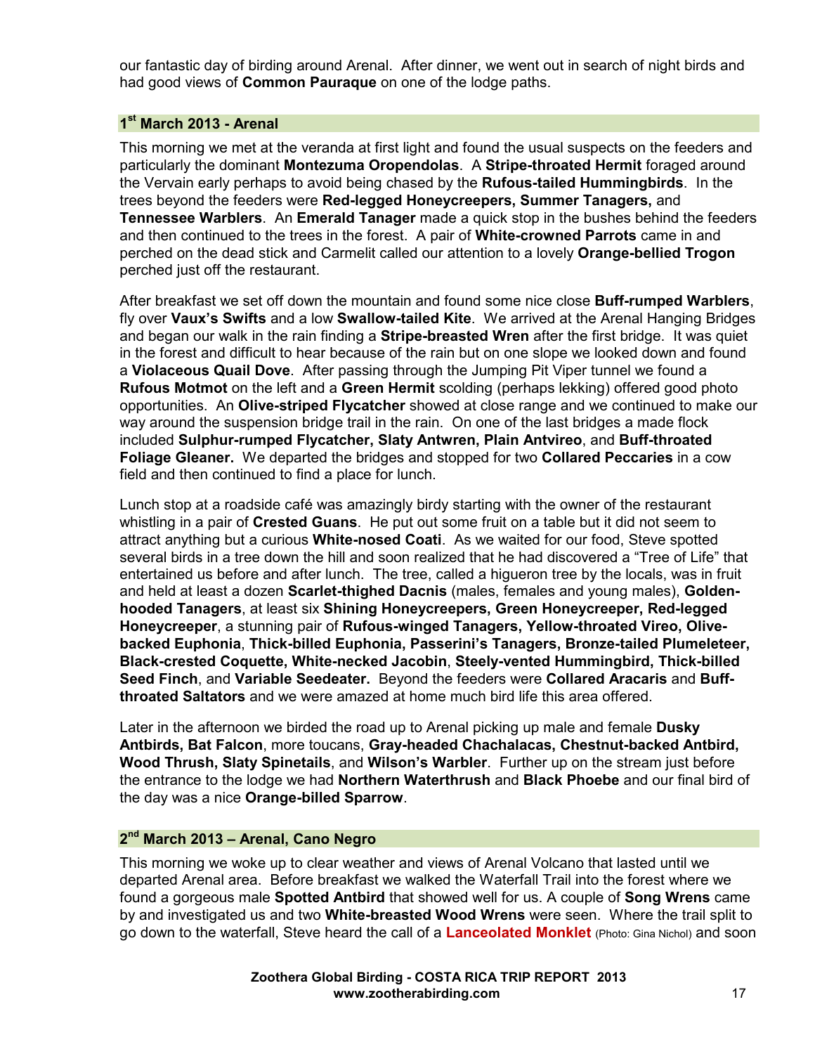our fantastic day of birding around Arenal. After dinner, we went out in search of night birds and had good views of **Common Pauraque** on one of the lodge paths.

## 1st March 2013 - Arenal

This morning we met at the veranda at first light and found the usual suspects on the feeders and particularly the dominant **Montezuma Oropendolas**. A **Stripe-throated Hermit** foraged around the Vervain early perhaps to avoid being chased by the **Rufous-tailed Hummingbirds**. In the trees beyond the feeders were **Red-legged Honeycreepers, Summer Tanagers,** and **Tennessee Warblers**. An **Emerald Tanager** made a quick stop in the bushes behind the feeders and then continued to the trees in the forest. A pair of **White-crowned Parrots** came in and perched on the dead stick and Carmelit called our attention to a lovely **Orange-bellied Trogon** perched just off the restaurant.

After breakfast we set off down the mountain and found some nice close **Buff-rumped Warblers**, fly over **Vaux's Swifts** and a low **Swallow-tailed Kite**. We arrived at the Arenal Hanging Bridges and began our walk in the rain finding a **Stripe-breasted Wren** after the first bridge. It was quiet in the forest and difficult to hear because of the rain but on one slope we looked down and found a **Violaceous Quail Dove**. After passing through the Jumping Pit Viper tunnel we found a **Rufous Motmot** on the left and a **Green Hermit** scolding (perhaps lekking) offered good photo opportunities. An **Olive-striped Flycatcher** showed at close range and we continued to make our way around the suspension bridge trail in the rain. On one of the last bridges a made flock included **Sulphur-rumped Flycatcher, Slaty Antwren, Plain Antvireo**, and **Buff-throated Foliage Gleaner.** We departed the bridges and stopped for two **Collared Peccaries** in a cow field and then continued to find a place for lunch.

Lunch stop at a roadside café was amazingly birdy starting with the owner of the restaurant whistling in a pair of **Crested Guans**. He put out some fruit on a table but it did not seem to attract anything but a curious **White-nosed Coati**. As we waited for our food, Steve spotted several birds in a tree down the hill and soon realized that he had discovered a "Tree of Life" that entertained us before and after lunch. The tree, called a higueron tree by the locals, was in fruit and held at least a dozen **Scarlet-thighed Dacnis** (males, females and young males), **Golden-hooded Tanagers**, at least six **Shining Honeycreepers, Green Honeycreeper, Red-legged Honeycreeper**, a stunning pair of **Rufous-winged Tanagers, Yellow-throated Vireo, Olive-backed Euphonia**, **Thick-billed Euphonia, Passerini's Tanagers, Bronze-tailed Plumeleteer, Black-crested Coquette, White-necked Jacobin**, **Steely-vented Hummingbird, Thick-billed Seed Finch**, and **Variable Seedeater.** Beyond the feeders were **Collared Aracaris** and **Buff-throated Saltators** and we were amazed at home much bird life this area offered.

Later in the afternoon we birded the road up to Arenal picking up male and female **Dusky Antbirds, Bat Falcon**, more toucans, **Gray-headed Chachalacas, Chestnut-backed Antbird, Wood Thrush, Slaty Spinetails**, and **Wilson's Warbler**. Further up on the stream just before the entrance to the lodge we had **Northern Waterthrush** and **Black Phoebe** and our final bird of the day was a nice **Orange-billed Sparrow**.

## 2nd March 2013 – Arenal, Cano Negro

This morning we woke up to clear weather and views of Arenal Volcano that lasted until we departed Arenal area. Before breakfast we walked the Waterfall Trail into the forest where we found a gorgeous male **Spotted Antbird** that showed well for us. A couple of **Song Wrens** came by and investigated us and two **White-breasted Wood Wrens** were seen. Where the trail split to go down to the waterfall, Steve heard the call of a **Lanceolated Monklet** (Photo: Gina Nichol) and soon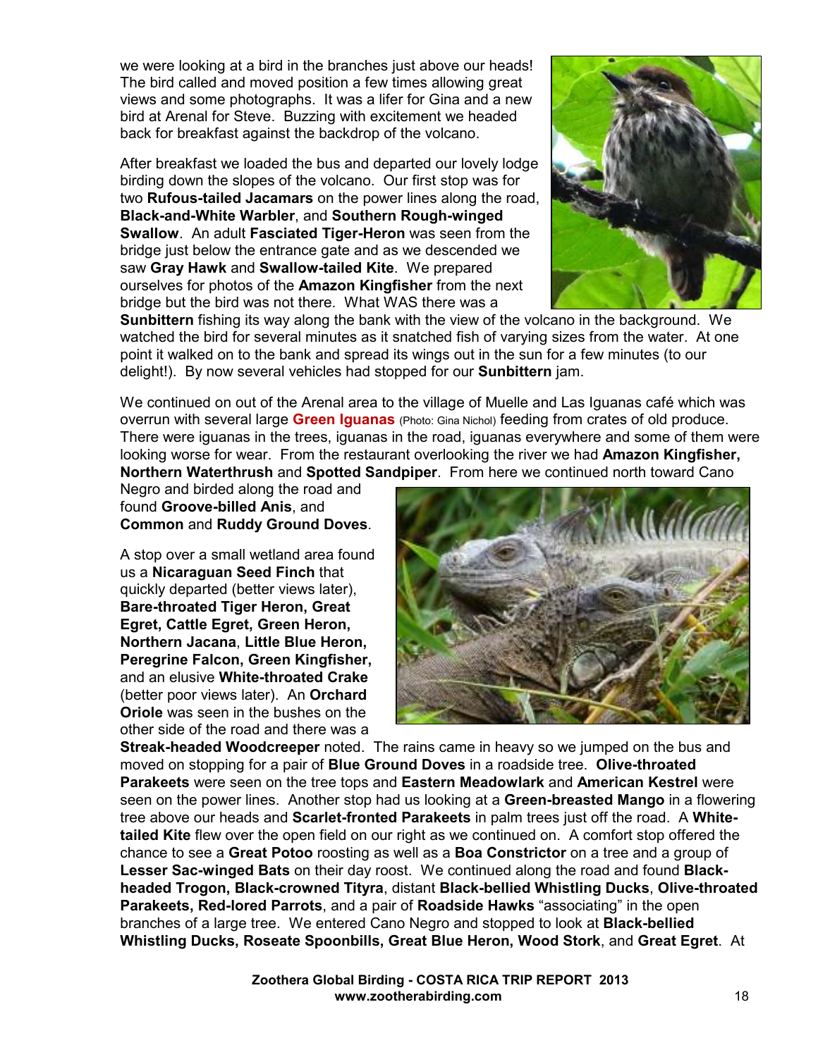we were looking at a bird in the branches just above our heads! The bird called and moved position a few times allowing great views and some photographs. It was a lifer for Gina and a new bird at Arenal for Steve. Buzzing with excitement we headed back for breakfast against the backdrop of the volcano.

After breakfast we loaded the bus and departed our lovely lodge birding down the slopes of the volcano. Our first stop was for two **Rufous-tailed Jacamars** on the power lines along the road, **Black-and-White Warbler**, and **Southern Rough-winged Swallow**. An adult **Fasciated Tiger-Heron** was seen from the bridge just below the entrance gate and as we descended we saw **Gray Hawk** and **Swallow-tailed Kite**. We prepared ourselves for photos of the **Amazon Kingfisher** from the next bridge but the bird was not there. What WAS there was a **Sunbittern** fishing its way along the bank with the view of the volcano in the background. We watched the bird for several minutes as it snatched fish of varying sizes from the water. At one point it walked on to the bank and spread its wings out in the sun for a few minutes (to our delight!). By now several vehicles had stopped for our **Sunbittern** jam.

We continued on out of the Arenal area to the village of Muelle and Las Iguanas café which was overrun with several large **Green Iguanas** (Photo: Gina Nichol) feeding from crates of old produce. There were iguanas in the trees, iguanas in the road, iguanas everywhere and some of them were looking worse for wear. From the restaurant overlooking the river we had **Amazon Kingfisher, Northern Waterthrush** and **Spotted Sandpiper**. From here we continued north toward Cano Negro and birded along the road and found **Groove-billed Anis**, and **Common** and **Ruddy Ground Doves**.

A stop over a small wetland area found us a **Nicaraguan Seed Finch** that quickly departed (better views later), **Bare-throated Tiger Heron, Great Egret, Cattle Egret, Green Heron, Northern Jacana**, **Little Blue Heron, Peregrine Falcon, Green Kingfisher,** and an elusive **White-throated Crake** (better poor views later). An **Orchard Oriole** was seen in the bushes on the other side of the road and there was a **Streak-headed Woodcreeper** noted. The rains came in heavy so we jumped on the bus and moved on stopping for a pair of **Blue Ground Doves** in a roadside tree. **Olive-throated Parakeets** were seen on the tree tops and **Eastern Meadowlark** and **American Kestrel** were seen on the power lines. Another stop had us looking at a **Green-breasted Mango** in a flowering tree above our heads and **Scarlet-fronted Parakeets** in palm trees just off the road. A **White-tailed Kite** flew over the open field on our right as we continued on. A comfort stop offered the chance to see a **Great Potoo** roosting as well as a **Boa Constrictor** on a tree and a group of **Lesser Sac-winged Bats** on their day roost. We continued along the road and found **Black-headed Trogon, Black-crowned Tityra**, distant **Black-bellied Whistling Ducks**, **Olive-throated Parakeets, Red-lored Parrots**, and a pair of **Roadside Hawks** "associating" in the open branches of a large tree. We entered Cano Negro and stopped to look at **Black-bellied Whistling Ducks, Roseate Spoonbills, Great Blue Heron, Wood Stork**, and **Great Egret**. At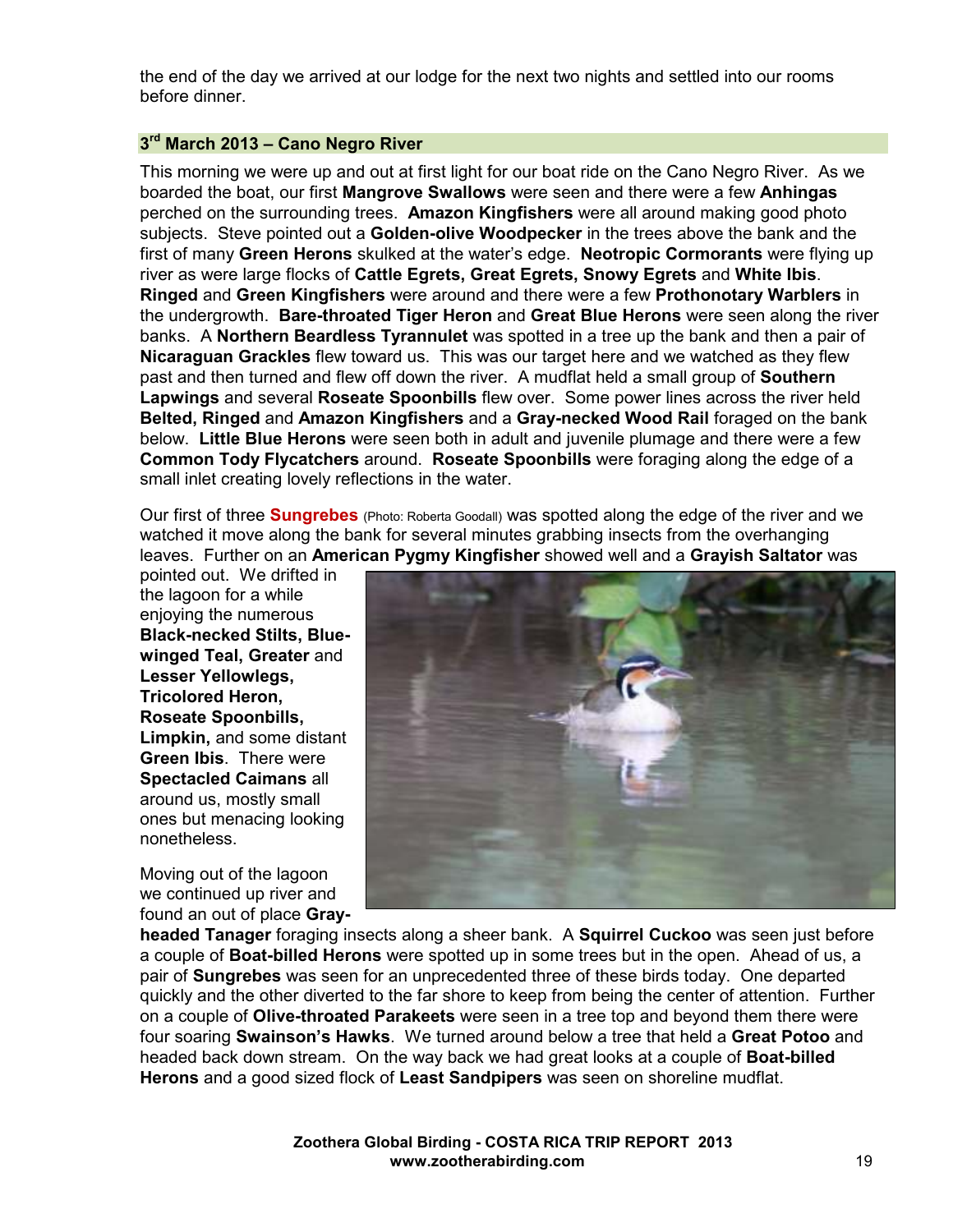the end of the day we arrived at our lodge for the next two nights and settled into our rooms before dinner.

## 3rd March 2013 – Cano Negro River

This morning we were up and out at first light for our boat ride on the Cano Negro River. As we boarded the boat, our first **Mangrove Swallows** were seen and there were a few **Anhingas** perched on the surrounding trees. **Amazon Kingfishers** were all around making good photo subjects. Steve pointed out a **Golden-olive Woodpecker** in the trees above the bank and the first of many **Green Herons** skulked at the water's edge. **Neotropic Cormorants** were flying up river as were large flocks of **Cattle Egrets, Great Egrets, Snowy Egrets** and **White Ibis**. **Ringed** and **Green Kingfishers** were around and there were a few **Prothonotary Warblers** in the undergrowth. **Bare-throated Tiger Heron** and **Great Blue Herons** were seen along the river banks. A **Northern Beardless Tyrannulet** was spotted in a tree up the bank and then a pair of **Nicaraguan Grackles** flew toward us. This was our target here and we watched as they flew past and then turned and flew off down the river. A mudflat held a small group of **Southern Lapwings** and several **Roseate Spoonbills** flew over. Some power lines across the river held **Belted, Ringed** and **Amazon Kingfishers** and a **Gray-necked Wood Rail** foraged on the bank below. **Little Blue Herons** were seen both in adult and juvenile plumage and there were a few **Common Tody Flycatchers** around. **Roseate Spoonbills** were foraging along the edge of a small inlet creating lovely reflections in the water.

Our first of three **Sungrebes** (Photo: Roberta Goodall) was spotted along the edge of the river and we watched it move along the bank for several minutes grabbing insects from the overhanging leaves. Further on an **American Pygmy Kingfisher** showed well and a **Grayish Saltator** was pointed out. We drifted in the lagoon for a while enjoying the numerous **Black-necked Stilts, Blue-winged Teal, Greater** and **Lesser Yellowlegs, Tricolored Heron, Roseate Spoonbills, Limpkin,** and some distant **Green Ibis**. There were **Spectacled Caimans** all around us, mostly small ones but menacing looking nonetheless.

Moving out of the lagoon we continued up river and found an out of place **Gray-headed Tanager** foraging insects along a sheer bank. A **Squirrel Cuckoo** was seen just before a couple of **Boat-billed Herons** were spotted up in some trees but in the open. Ahead of us, a pair of **Sungrebes** was seen for an unprecedented three of these birds today. One departed quickly and the other diverted to the far shore to keep from being the center of attention. Further on a couple of **Olive-throated Parakeets** were seen in a tree top and beyond them there were four soaring **Swainson's Hawks**. We turned around below a tree that held a **Great Potoo** and headed back down stream. On the way back we had great looks at a couple of **Boat-billed Herons** and a good sized flock of **Least Sandpipers** was seen on shoreline mudflat.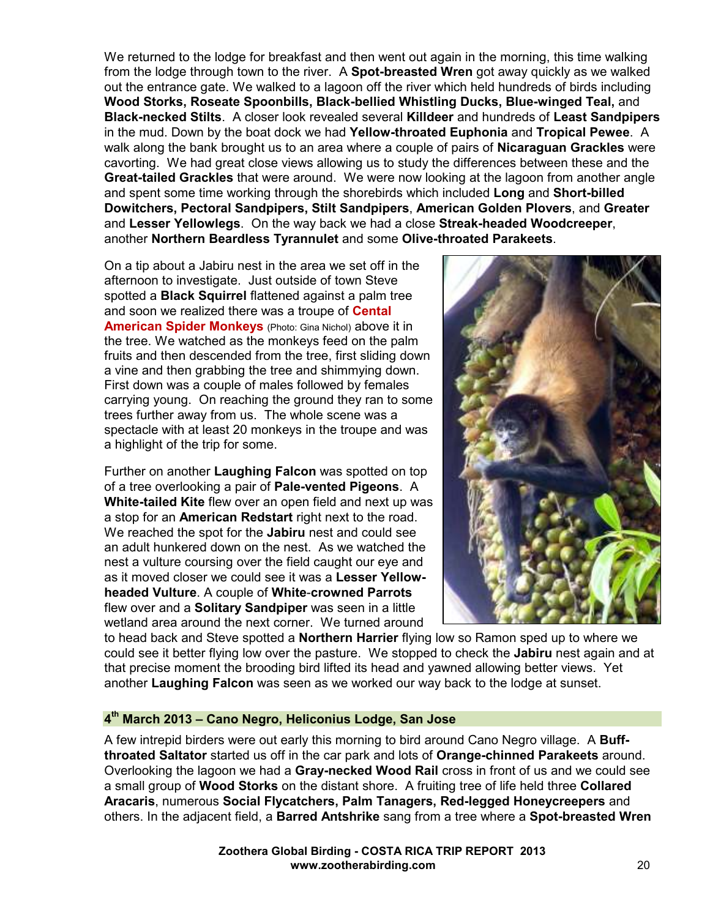We returned to the lodge for breakfast and then went out again in the morning, this time walking from the lodge through town to the river. A **Spot-breasted Wren** got away quickly as we walked out the entrance gate. We walked to a lagoon off the river which held hundreds of birds including **Wood Storks, Roseate Spoonbills, Black-bellied Whistling Ducks, Blue-winged Teal,** and **Black-necked Stilts**. A closer look revealed several **Killdeer** and hundreds of **Least Sandpipers** in the mud. Down by the boat dock we had **Yellow-throated Euphonia** and **Tropical Pewee**. A walk along the bank brought us to an area where a couple of pairs of **Nicaraguan Grackles** were cavorting. We had great close views allowing us to study the differences between these and the **Great-tailed Grackles** that were around. We were now looking at the lagoon from another angle and spent some time working through the shorebirds which included **Long** and **Short-billed Dowitchers, Pectoral Sandpipers, Stilt Sandpipers**, **American Golden Plovers**, and **Greater** and **Lesser Yellowlegs**. On the way back we had a close **Streak-headed Woodcreeper**, another **Northern Beardless Tyrannulet** and some **Olive-throated Parakeets**.

On a tip about a Jabiru nest in the area we set off in the afternoon to investigate. Just outside of town Steve spotted a **Black Squirrel** flattened against a palm tree and soon we realized there was a troupe of **Cental American Spider Monkeys** (Photo: Gina Nichol) above it in the tree. We watched as the monkeys feed on the palm fruits and then descended from the tree, first sliding down a vine and then grabbing the tree and shimmying down. First down was a couple of males followed by females carrying young. On reaching the ground they ran to some trees further away from us. The whole scene was a spectacle with at least 20 monkeys in the troupe and was a highlight of the trip for some.

Further on another **Laughing Falcon** was spotted on top of a tree overlooking a pair of **Pale-vented Pigeons**. A **White-tailed Kite** flew over an open field and next up was a stop for an **American Redstart** right next to the road. We reached the spot for the **Jabiru** nest and could see an adult hunkered down on the nest. As we watched the nest a vulture coursing over the field caught our eye and as it moved closer we could see it was a **Lesser Yellow-headed Vulture**. A couple of **White-crowned Parrots** flew over and a **Solitary Sandpiper** was seen in a little wetland area around the next corner. We turned around to head back and Steve spotted a **Northern Harrier** flying low so Ramon sped up to where we could see it better flying low over the pasture. We stopped to check the **Jabiru** nest again and at that precise moment the brooding bird lifted its head and yawned allowing better views. Yet another **Laughing Falcon** was seen as we worked our way back to the lodge at sunset.

## 4th March 2013 – Cano Negro, Heliconius Lodge, San Jose

A few intrepid birders were out early this morning to bird around Cano Negro village. A **Buff-throated Saltator** started us off in the car park and lots of **Orange-chinned Parakeets** around. Overlooking the lagoon we had a **Gray-necked Wood Rail** cross in front of us and we could see a small group of **Wood Storks** on the distant shore. A fruiting tree of life held three **Collared Aracaris**, numerous **Social Flycatchers, Palm Tanagers, Red-legged Honeycreepers** and others. In the adjacent field, a **Barred Antshrike** sang from a tree where a **Spot-breasted Wren**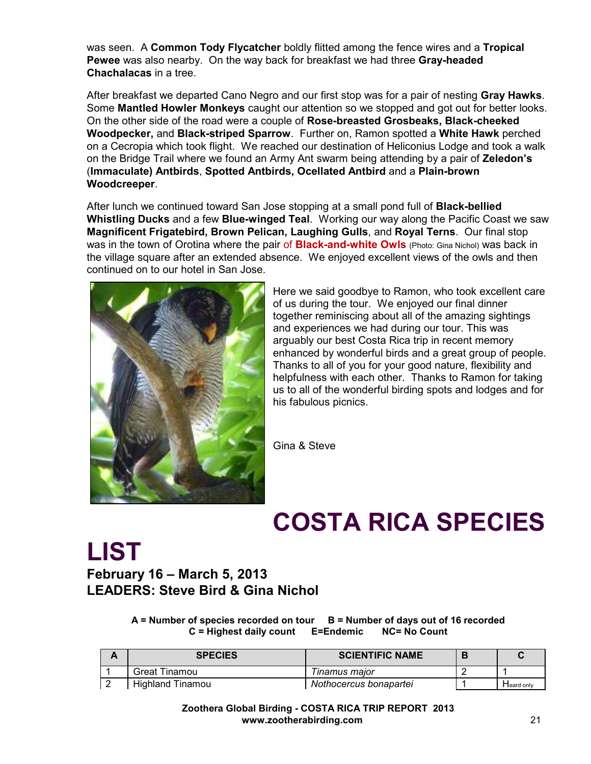was seen. A **Common Tody Flycatcher** boldly flitted among the fence wires and a **Tropical Pewee** was also nearby. On the way back for breakfast we had three **Gray-headed Chachalacas** in a tree.

After breakfast we departed Cano Negro and our first stop was for a pair of nesting **Gray Hawks**. Some **Mantled Howler Monkeys** caught our attention so we stopped and got out for better looks. On the other side of the road were a couple of **Rose-breasted Grosbeaks, Black-cheeked Woodpecker,** and **Black-striped Sparrow**. Further on, Ramon spotted a **White Hawk** perched on a Cecropia which took flight. We reached our destination of Heliconius Lodge and took a walk on the Bridge Trail where we found an Army Ant swarm being attending by a pair of **Zeledon's (Immaculate) Antbirds**, **Spotted Antbirds, Ocellated Antbird** and a **Plain-brown Woodcreeper**.

After lunch we continued toward San Jose stopping at a small pond full of **Black-bellied Whistling Ducks** and a few **Blue-winged Teal**. Working our way along the Pacific Coast we saw **Magnificent Frigatebird, Brown Pelican, Laughing Gulls**, and **Royal Terns**. Our final stop was in the town of Orotina where the pair of **Black-and-white Owls** (Photo: Gina Nichol) was back in the village square after an extended absence. We enjoyed excellent views of the owls and then continued on to our hotel in San Jose.

Here we said goodbye to Ramon, who took excellent care of us during the tour. We enjoyed our final dinner together reminiscing about all of the amazing sightings and experiences we had during our tour. This was arguably our best Costa Rica trip in recent memory enhanced by wonderful birds and a great group of people. Thanks to all of you for your good nature, flexibility and helpfulness with each other. Thanks to Ramon for taking us to all of the wonderful birding spots and lodges and for his fabulous picnics.

Gina & Steve

# COSTA RICA SPECIES LIST

**February 16 – March 5, 2013**
**LEADERS: Steve Bird & Gina Nichol**

**A = Number of species recorded on tour B = Number of days out of 16 recorded**
**C = Highest daily count E=Endemic NC= No Count**

| A | SPECIES | SCIENTIFIC NAME | B | C |
|---|---|---|---|---|
| 1 | Great Tinamou | *Tinamus major* | 2 | 1 |
| 2 | Highland Tinamou | *Nothocercus bonapartei* | 1 | Heard only |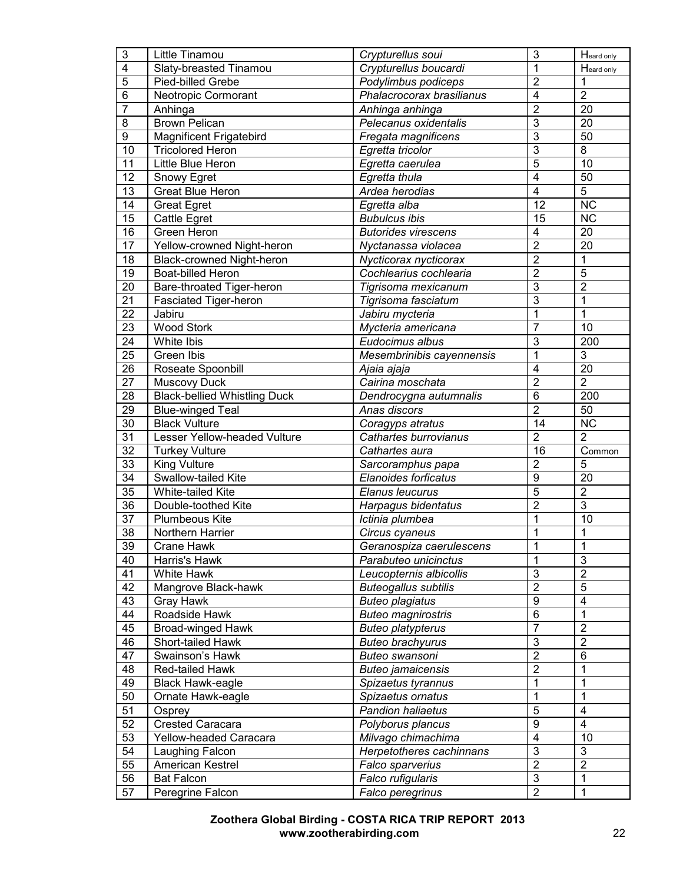| | | | | |
|---|---|---|---|---|
| 3 | Little Tinamou | *Crypturellus soui* | 3 | Heard only |
| 4 | Slaty-breasted Tinamou | *Crypturellus boucardi* | 1 | Heard only |
| 5 | Pied-billed Grebe | *Podylimbus podiceps* | 2 | 1 |
| 6 | Neotropic Cormorant | *Phalacrocorax brasilianus* | 4 | 2 |
| 7 | Anhinga | *Anhinga anhinga* | 2 | 20 |
| 8 | Brown Pelican | *Pelecanus oxidentalis* | 3 | 20 |
| 9 | Magnificent Frigatebird | *Fregata magnificens* | 3 | 50 |
| 10 | Tricolored Heron | *Egretta tricolor* | 3 | 8 |
| 11 | Little Blue Heron | *Egretta caerulea* | 5 | 10 |
| 12 | Snowy Egret | *Egretta thula* | 4 | 50 |
| 13 | Great Blue Heron | *Ardea herodias* | 4 | 5 |
| 14 | Great Egret | *Egretta alba* | 12 | NC |
| 15 | Cattle Egret | *Bubulcus ibis* | 15 | NC |
| 16 | Green Heron | *Butorides virescens* | 4 | 20 |
| 17 | Yellow-crowned Night-heron | *Nyctanassa violacea* | 2 | 20 |
| 18 | Black-crowned Night-heron | *Nycticorax nycticorax* | 2 | 1 |
| 19 | Boat-billed Heron | *Cochlearius cochlearia* | 2 | 5 |
| 20 | Bare-throated Tiger-heron | *Tigrisoma mexicanum* | 3 | 2 |
| 21 | Fasciated Tiger-heron | *Tigrisoma fasciatum* | 3 | 1 |
| 22 | Jabiru | *Jabiru mycteria* | 1 | 1 |
| 23 | Wood Stork | *Mycteria americana* | 7 | 10 |
| 24 | White Ibis | *Eudocimus albus* | 3 | 200 |
| 25 | Green Ibis | *Mesembrinibis cayennensis* | 1 | 3 |
| 26 | Roseate Spoonbill | *Ajaia ajaja* | 4 | 20 |
| 27 | Muscovy Duck | *Cairina moschata* | 2 | 2 |
| 28 | Black-bellied Whistling Duck | *Dendrocygna autumnalis* | 6 | 200 |
| 29 | Blue-winged Teal | *Anas discors* | 2 | 50 |
| 30 | Black Vulture | *Coragyps atratus* | 14 | NC |
| 31 | Lesser Yellow-headed Vulture | *Cathartes burrovianus* | 2 | 2 |
| 32 | Turkey Vulture | *Cathartes aura* | 16 | Common |
| 33 | King Vulture | *Sarcoramphus papa* | 2 | 5 |
| 34 | Swallow-tailed Kite | *Elanoides forficatus* | 9 | 20 |
| 35 | White-tailed Kite | *Elanus leucurus* | 5 | 2 |
| 36 | Double-toothed Kite | *Harpagus bidentatus* | 2 | 3 |
| 37 | Plumbeous Kite | *Ictinia plumbea* | 1 | 10 |
| 38 | Northern Harrier | *Circus cyaneus* | 1 | 1 |
| 39 | Crane Hawk | *Geranospiza caerulescens* | 1 | 1 |
| 40 | Harris's Hawk | *Parabuteo unicinctus* | 1 | 3 |
| 41 | White Hawk | *Leucopternis albicollis* | 3 | 2 |
| 42 | Mangrove Black-hawk | *Buteogallus subtilis* | 2 | 5 |
| 43 | Gray Hawk | *Buteo plagiatus* | 9 | 4 |
| 44 | Roadside Hawk | *Buteo magnirostris* | 6 | 1 |
| 45 | Broad-winged Hawk | *Buteo platypterus* | 7 | 2 |
| 46 | Short-tailed Hawk | *Buteo brachyurus* | 3 | 2 |
| 47 | Swainson's Hawk | *Buteo swansoni* | 2 | 6 |
| 48 | Red-tailed Hawk | *Buteo jamaicensis* | 2 | 1 |
| 49 | Black Hawk-eagle | *Spizaetus tyrannus* | 1 | 1 |
| 50 | Ornate Hawk-eagle | *Spizaetus ornatus* | 1 | 1 |
| 51 | Osprey | *Pandion haliaetus* | 5 | 4 |
| 52 | Crested Caracara | *Polyborus plancus* | 9 | 4 |
| 53 | Yellow-headed Caracara | *Milvago chimachima* | 4 | 10 |
| 54 | Laughing Falcon | *Herpetotheres cachinnans* | 3 | 3 |
| 55 | American Kestrel | *Falco sparverius* | 2 | 2 |
| 56 | Bat Falcon | *Falco rufigularis* | 3 | 1 |
| 57 | Peregrine Falcon | *Falco peregrinus* | 2 | 1 |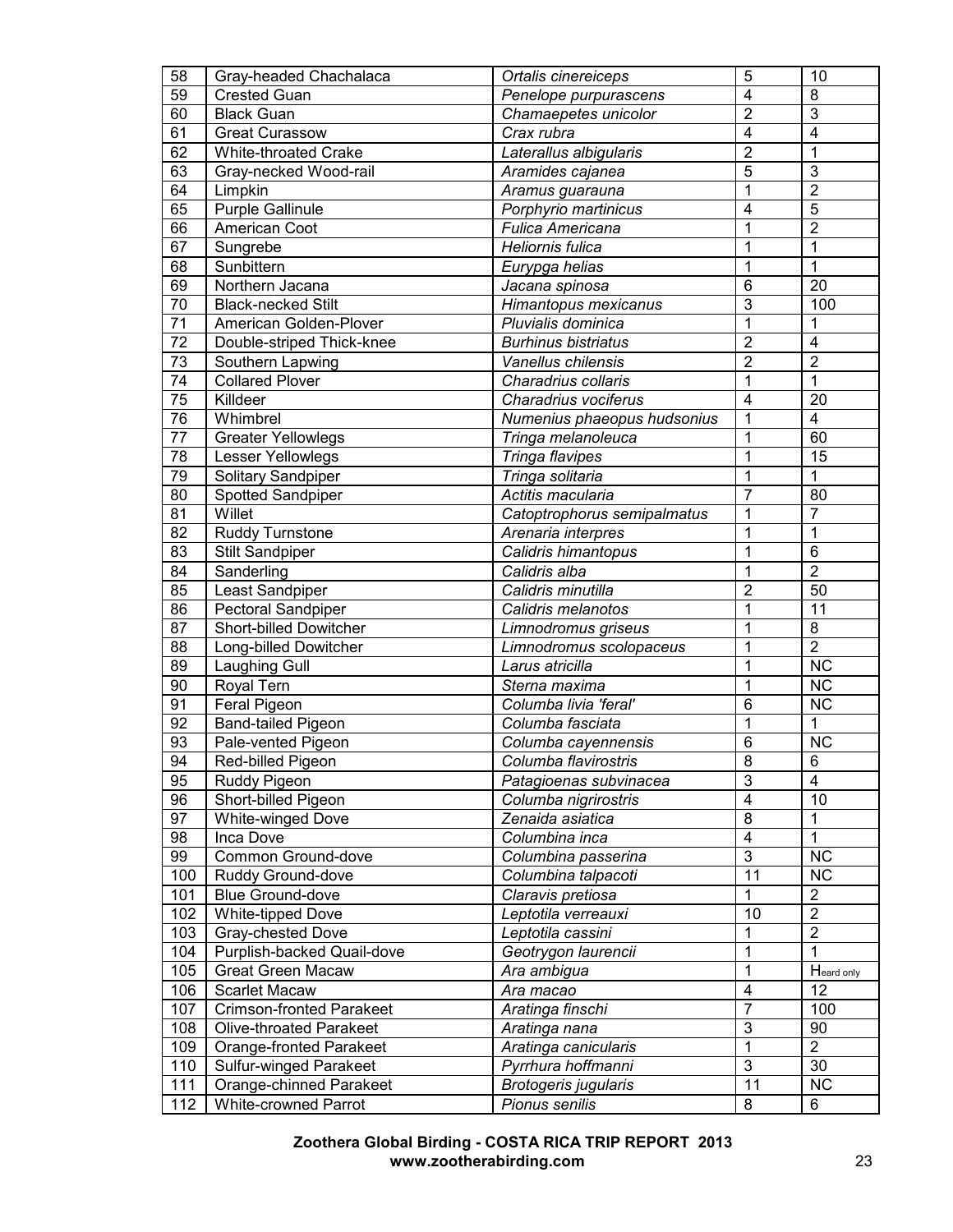| | | | | |
|---|---|---|---|---|
| 58 | Gray-headed Chachalaca | *Ortalis cinereiceps* | 5 | 10 |
| 59 | Crested Guan | *Penelope purpurascens* | 4 | 8 |
| 60 | Black Guan | *Chamaepetes unicolor* | 2 | 3 |
| 61 | Great Curassow | *Crax rubra* | 4 | 4 |
| 62 | White-throated Crake | *Laterallus albigularis* | 2 | 1 |
| 63 | Gray-necked Wood-rail | *Aramides cajanea* | 5 | 3 |
| 64 | Limpkin | *Aramus guarauna* | 1 | 2 |
| 65 | Purple Gallinule | *Porphyrio martinicus* | 4 | 5 |
| 66 | American Coot | *Fulica Americana* | 1 | 2 |
| 67 | Sungrebe | *Heliornis fulica* | 1 | 1 |
| 68 | Sunbittern | *Eurypga helias* | 1 | 1 |
| 69 | Northern Jacana | *Jacana spinosa* | 6 | 20 |
| 70 | Black-necked Stilt | *Himantopus mexicanus* | 3 | 100 |
| 71 | American Golden-Plover | *Pluvialis dominica* | 1 | 1 |
| 72 | Double-striped Thick-knee | *Burhinus bistriatus* | 2 | 4 |
| 73 | Southern Lapwing | *Vanellus chilensis* | 2 | 2 |
| 74 | Collared Plover | *Charadrius collaris* | 1 | 1 |
| 75 | Killdeer | *Charadrius vociferus* | 4 | 20 |
| 76 | Whimbrel | *Numenius phaeopus hudsonius* | 1 | 4 |
| 77 | Greater Yellowlegs | *Tringa melanoleuca* | 1 | 60 |
| 78 | Lesser Yellowlegs | *Tringa flavipes* | 1 | 15 |
| 79 | Solitary Sandpiper | *Tringa solitaria* | 1 | 1 |
| 80 | Spotted Sandpiper | *Actitis macularia* | 7 | 80 |
| 81 | Willet | *Catoptrophorus semipalmatus* | 1 | 7 |
| 82 | Ruddy Turnstone | *Arenaria interpres* | 1 | 1 |
| 83 | Stilt Sandpiper | *Calidris himantopus* | 1 | 6 |
| 84 | Sanderling | *Calidris alba* | 1 | 2 |
| 85 | Least Sandpiper | *Calidris minutilla* | 2 | 50 |
| 86 | Pectoral Sandpiper | *Calidris melanotos* | 1 | 11 |
| 87 | Short-billed Dowitcher | *Limnodromus griseus* | 1 | 8 |
| 88 | Long-billed Dowitcher | *Limnodromus scolopaceus* | 1 | 2 |
| 89 | Laughing Gull | *Larus atricilla* | 1 | NC |
| 90 | Royal Tern | *Sterna maxima* | 1 | NC |
| 91 | Feral Pigeon | *Columba livia 'feral'* | 6 | NC |
| 92 | Band-tailed Pigeon | *Columba fasciata* | 1 | 1 |
| 93 | Pale-vented Pigeon | *Columba cayennensis* | 6 | NC |
| 94 | Red-billed Pigeon | *Columba flavirostris* | 8 | 6 |
| 95 | Ruddy Pigeon | *Patagioenas subvinacea* | 3 | 4 |
| 96 | Short-billed Pigeon | *Columba nigrirostris* | 4 | 10 |
| 97 | White-winged Dove | *Zenaida asiatica* | 8 | 1 |
| 98 | Inca Dove | *Columbina inca* | 4 | 1 |
| 99 | Common Ground-dove | *Columbina passerina* | 3 | NC |
| 100 | Ruddy Ground-dove | *Columbina talpacoti* | 11 | NC |
| 101 | Blue Ground-dove | *Claravis pretiosa* | 1 | 2 |
| 102 | White-tipped Dove | *Leptotila verreauxi* | 10 | 2 |
| 103 | Gray-chested Dove | *Leptotila cassini* | 1 | 2 |
| 104 | Purplish-backed Quail-dove | *Geotrygon laurencii* | 1 | 1 |
| 105 | Great Green Macaw | *Ara ambigua* | 1 | Heard only |
| 106 | Scarlet Macaw | *Ara macao* | 4 | 12 |
| 107 | Crimson-fronted Parakeet | *Aratinga finschi* | 7 | 100 |
| 108 | Olive-throated Parakeet | *Aratinga nana* | 3 | 90 |
| 109 | Orange-fronted Parakeet | *Aratinga canicularis* | 1 | 2 |
| 110 | Sulfur-winged Parakeet | *Pyrrhura hoffmanni* | 3 | 30 |
| 111 | Orange-chinned Parakeet | *Brotogeris jugularis* | 11 | NC |
| 112 | White-crowned Parrot | *Pionus senilis* | 8 | 6 |

**Zoothera Global Birding - COSTA RICA TRIP REPORT 2013**
**www.zootherabirding.com**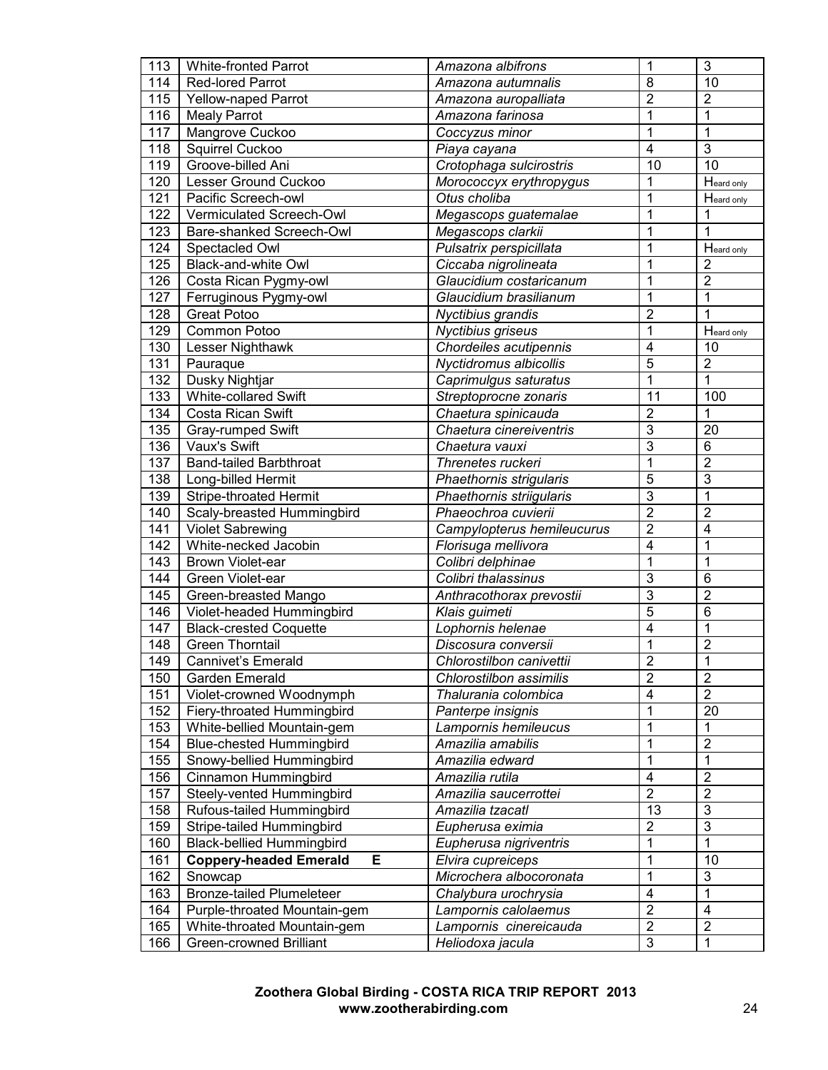| | | | | |
|---|---|---|---|---|
| 113 | White-fronted Parrot | *Amazona albifrons* | 1 | 3 |
| 114 | Red-lored Parrot | *Amazona autumnalis* | 8 | 10 |
| 115 | Yellow-naped Parrot | *Amazona auropalliata* | 2 | 2 |
| 116 | Mealy Parrot | *Amazona farinosa* | 1 | 1 |
| 117 | Mangrove Cuckoo | *Coccyzus minor* | 1 | 1 |
| 118 | Squirrel Cuckoo | *Piaya cayana* | 4 | 3 |
| 119 | Groove-billed Ani | *Crotophaga sulcirostris* | 10 | 10 |
| 120 | Lesser Ground Cuckoo | *Morococcyx erythropygus* | 1 | Heard only |
| 121 | Pacific Screech-owl | *Otus choliba* | 1 | Heard only |
| 122 | Vermiculated Screech-Owl | *Megascops guatemalae* | 1 | 1 |
| 123 | Bare-shanked Screech-Owl | *Megascops clarkii* | 1 | 1 |
| 124 | Spectacled Owl | *Pulsatrix perspicillata* | 1 | Heard only |
| 125 | Black-and-white Owl | *Ciccaba nigrolineata* | 1 | 2 |
| 126 | Costa Rican Pygmy-owl | *Glaucidium costaricanum* | 1 | 2 |
| 127 | Ferruginous Pygmy-owl | *Glaucidium brasilianum* | 1 | 1 |
| 128 | Great Potoo | *Nyctibius grandis* | 2 | 1 |
| 129 | Common Potoo | *Nyctibius griseus* | 1 | Heard only |
| 130 | Lesser Nighthawk | *Chordeiles acutipennis* | 4 | 10 |
| 131 | Pauraque | *Nyctidromus albicollis* | 5 | 2 |
| 132 | Dusky Nightjar | *Caprimulgus saturatus* | 1 | 1 |
| 133 | White-collared Swift | *Streptoprocne zonaris* | 11 | 100 |
| 134 | Costa Rican Swift | *Chaetura spinicauda* | 2 | 1 |
| 135 | Gray-rumped Swift | *Chaetura cinereiventris* | 3 | 20 |
| 136 | Vaux's Swift | *Chaetura vauxi* | 3 | 6 |
| 137 | Band-tailed Barbthroat | *Threnetes ruckeri* | 1 | 2 |
| 138 | Long-billed Hermit | *Phaethornis strigularis* | 5 | 3 |
| 139 | Stripe-throated Hermit | *Phaethornis striigularis* | 3 | 1 |
| 140 | Scaly-breasted Hummingbird | *Phaeochroa cuvierii* | 2 | 2 |
| 141 | Violet Sabrewing | *Campylopterus hemileucurus* | 2 | 4 |
| 142 | White-necked Jacobin | *Florisuga mellivora* | 4 | 1 |
| 143 | Brown Violet-ear | *Colibri delphinae* | 1 | 1 |
| 144 | Green Violet-ear | *Colibri thalassinus* | 3 | 6 |
| 145 | Green-breasted Mango | *Anthracothorax prevostii* | 3 | 2 |
| 146 | Violet-headed Hummingbird | *Klais guimeti* | 5 | 6 |
| 147 | Black-crested Coquette | *Lophornis helenae* | 4 | 1 |
| 148 | Green Thorntail | *Discosura conversii* | 1 | 2 |
| 149 | Cannivet's Emerald | *Chlorostilbon canivettii* | 2 | 1 |
| 150 | Garden Emerald | *Chlorostilbon assimilis* | 2 | 2 |
| 151 | Violet-crowned Woodnymph | *Thalurania colombica* | 4 | 2 |
| 152 | Fiery-throated Hummingbird | *Panterpe insignis* | 1 | 20 |
| 153 | White-bellied Mountain-gem | *Lampornis hemileucus* | 1 | 1 |
| 154 | Blue-chested Hummingbird | *Amazilia amabilis* | 1 | 2 |
| 155 | Snowy-bellied Hummingbird | *Amazilia edward* | 1 | 1 |
| 156 | Cinnamon Hummingbird | *Amazilia rutila* | 4 | 2 |
| 157 | Steely-vented Hummingbird | *Amazilia saucerrottei* | 2 | 2 |
| 158 | Rufous-tailed Hummingbird | *Amazilia tzacatl* | 13 | 3 |
| 159 | Stripe-tailed Hummingbird | *Eupherusa eximia* | 2 | 3 |
| 160 | Black-bellied Hummingbird | *Eupherusa nigriventris* | 1 | 1 |
| 161 | **Coppery-headed Emerald E** | *Elvira cupreiceps* | 1 | 10 |
| 162 | Snowcap | *Microchera albocoronata* | 1 | 3 |
| 163 | Bronze-tailed Plumeleteer | *Chalybura urochrysia* | 4 | 1 |
| 164 | Purple-throated Mountain-gem | *Lampornis calolaemus* | 2 | 4 |
| 165 | White-throated Mountain-gem | *Lampornis cinereicauda* | 2 | 2 |
| 166 | Green-crowned Brilliant | *Heliodoxa jacula* | 3 | 1 |

**Zoothera Global Birding - COSTA RICA TRIP REPORT 2013**
**www.zootherabirding.com**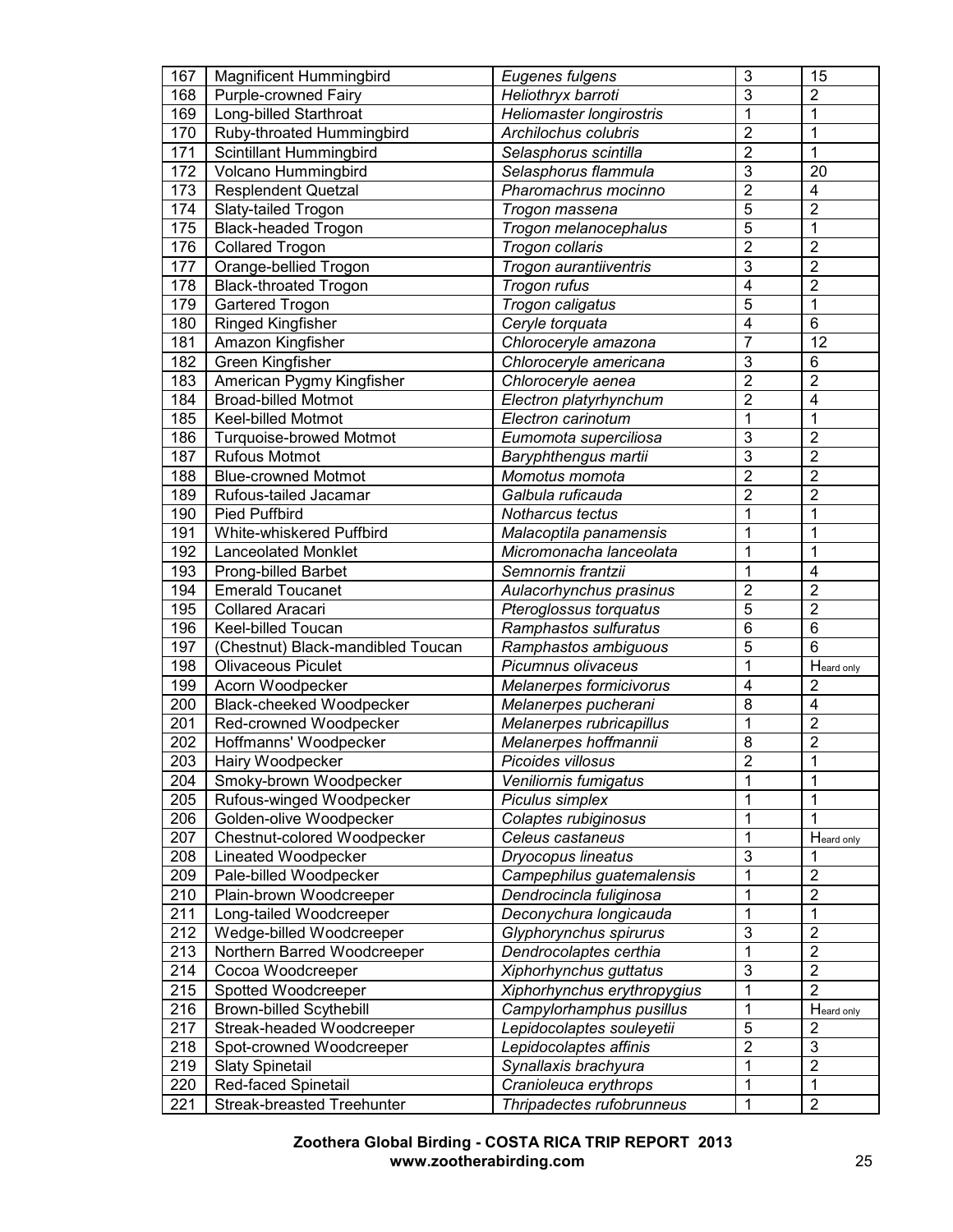| | | | | |
|---|---|---|---|---|
| 167 | Magnificent Hummingbird | *Eugenes fulgens* | 3 | 15 |
| 168 | Purple-crowned Fairy | *Heliothryx barroti* | 3 | 2 |
| 169 | Long-billed Starthroat | *Heliomaster longirostris* | 1 | 1 |
| 170 | Ruby-throated Hummingbird | *Archilochus colubris* | 2 | 1 |
| 171 | Scintillant Hummingbird | *Selasphorus scintilla* | 2 | 1 |
| 172 | Volcano Hummingbird | *Selasphorus flammula* | 3 | 20 |
| 173 | Resplendent Quetzal | *Pharomachrus mocinno* | 2 | 4 |
| 174 | Slaty-tailed Trogon | *Trogon massena* | 5 | 2 |
| 175 | Black-headed Trogon | *Trogon melanocephalus* | 5 | 1 |
| 176 | Collared Trogon | *Trogon collaris* | 2 | 2 |
| 177 | Orange-bellied Trogon | *Trogon aurantiiventris* | 3 | 2 |
| 178 | Black-throated Trogon | *Trogon rufus* | 4 | 2 |
| 179 | Gartered Trogon | *Trogon caligatus* | 5 | 1 |
| 180 | Ringed Kingfisher | *Ceryle torquata* | 4 | 6 |
| 181 | Amazon Kingfisher | *Chloroceryle amazona* | 7 | 12 |
| 182 | Green Kingfisher | *Chloroceryle americana* | 3 | 6 |
| 183 | American Pygmy Kingfisher | *Chloroceryle aenea* | 2 | 2 |
| 184 | Broad-billed Motmot | *Electron platyrhynchum* | 2 | 4 |
| 185 | Keel-billed Motmot | *Electron carinotum* | 1 | 1 |
| 186 | Turquoise-browed Motmot | *Eumomota superciliosa* | 3 | 2 |
| 187 | Rufous Motmot | *Baryphthengus martii* | 3 | 2 |
| 188 | Blue-crowned Motmot | *Momotus momota* | 2 | 2 |
| 189 | Rufous-tailed Jacamar | *Galbula ruficauda* | 2 | 2 |
| 190 | Pied Puffbird | *Notharcus tectus* | 1 | 1 |
| 191 | White-whiskered Puffbird | *Malacoptila panamensis* | 1 | 1 |
| 192 | Lanceolated Monklet | *Micromonacha lanceolata* | 1 | 1 |
| 193 | Prong-billed Barbet | *Semnornis frantzii* | 1 | 4 |
| 194 | Emerald Toucanet | *Aulacorhynchus prasinus* | 2 | 2 |
| 195 | Collared Aracari | *Pteroglossus torquatus* | 5 | 2 |
| 196 | Keel-billed Toucan | *Ramphastos sulfuratus* | 6 | 6 |
| 197 | (Chestnut) Black-mandibled Toucan | *Ramphastos ambiguous* | 5 | 6 |
| 198 | Olivaceous Piculet | *Picumnus olivaceus* | 1 | Heard only |
| 199 | Acorn Woodpecker | *Melanerpes formicivorus* | 4 | 2 |
| 200 | Black-cheeked Woodpecker | *Melanerpes pucherani* | 8 | 4 |
| 201 | Red-crowned Woodpecker | *Melanerpes rubricapillus* | 1 | 2 |
| 202 | Hoffmanns' Woodpecker | *Melanerpes hoffmannii* | 8 | 2 |
| 203 | Hairy Woodpecker | *Picoides villosus* | 2 | 1 |
| 204 | Smoky-brown Woodpecker | *Veniliornis fumigatus* | 1 | 1 |
| 205 | Rufous-winged Woodpecker | *Piculus simplex* | 1 | 1 |
| 206 | Golden-olive Woodpecker | *Colaptes rubiginosus* | 1 | 1 |
| 207 | Chestnut-colored Woodpecker | *Celeus castaneus* | 1 | Heard only |
| 208 | Lineated Woodpecker | *Dryocopus lineatus* | 3 | 1 |
| 209 | Pale-billed Woodpecker | *Campephilus guatemalensis* | 1 | 2 |
| 210 | Plain-brown Woodcreeper | *Dendrocincla fuliginosa* | 1 | 2 |
| 211 | Long-tailed Woodcreeper | *Deconychura longicauda* | 1 | 1 |
| 212 | Wedge-billed Woodcreeper | *Glyphorynchus spirurus* | 3 | 2 |
| 213 | Northern Barred Woodcreeper | *Dendrocolaptes certhia* | 1 | 2 |
| 214 | Cocoa Woodcreeper | *Xiphorhynchus guttatus* | 3 | 2 |
| 215 | Spotted Woodcreeper | *Xiphorhynchus erythropygius* | 1 | 2 |
| 216 | Brown-billed Scythebill | *Campylorhamphus pusillus* | 1 | Heard only |
| 217 | Streak-headed Woodcreeper | *Lepidocolaptes souleyetii* | 5 | 2 |
| 218 | Spot-crowned Woodcreeper | *Lepidocolaptes affinis* | 2 | 3 |
| 219 | Slaty Spinetail | *Synallaxis brachyura* | 1 | 2 |
| 220 | Red-faced Spinetail | *Cranioleuca erythrops* | 1 | 1 |
| 221 | Streak-breasted Treehunter | *Thripadectes rufobrunneus* | 1 | 2 |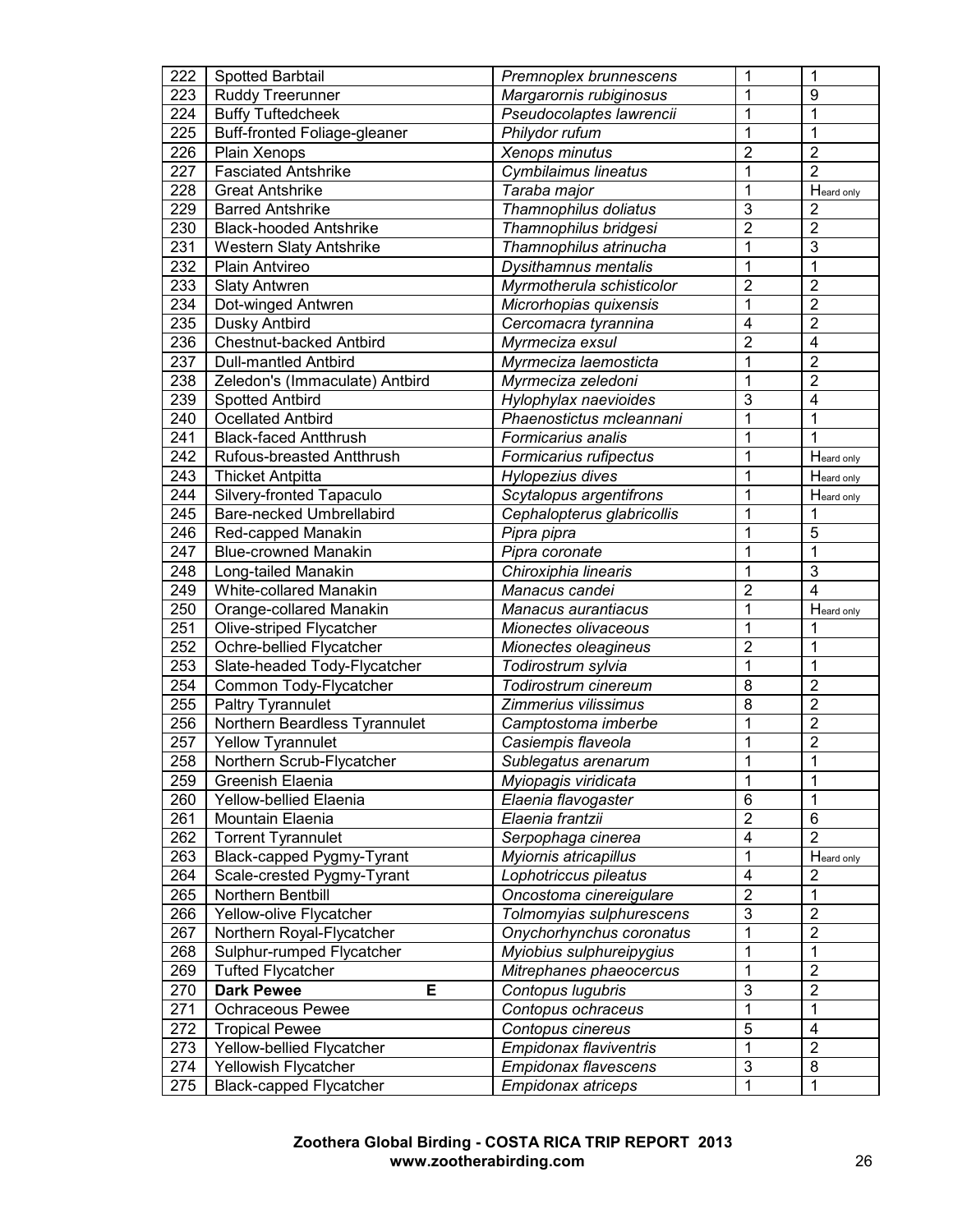| | | | | |
|---|---|---|---|---|
| 222 | Spotted Barbtail | *Premnoplex brunnescens* | 1 | 1 |
| 223 | Ruddy Treerunner | *Margarornis rubiginosus* | 1 | 9 |
| 224 | Buffy Tuftedcheek | *Pseudocolaptes lawrencii* | 1 | 1 |
| 225 | Buff-fronted Foliage-gleaner | *Philydor rufum* | 1 | 1 |
| 226 | Plain Xenops | *Xenops minutus* | 2 | 2 |
| 227 | Fasciated Antshrike | *Cymbilaimus lineatus* | 1 | 2 |
| 228 | Great Antshrike | *Taraba major* | 1 | Heard only |
| 229 | Barred Antshrike | *Thamnophilus doliatus* | 3 | 2 |
| 230 | Black-hooded Antshrike | *Thamnophilus bridgesi* | 2 | 2 |
| 231 | Western Slaty Antshrike | *Thamnophilus atrinucha* | 1 | 3 |
| 232 | Plain Antvireo | *Dysithamnus mentalis* | 1 | 1 |
| 233 | Slaty Antwren | *Myrmotherula schisticolor* | 2 | 2 |
| 234 | Dot-winged Antwren | *Microrhopias quixensis* | 1 | 2 |
| 235 | Dusky Antbird | *Cercomacra tyrannina* | 4 | 2 |
| 236 | Chestnut-backed Antbird | *Myrmeciza exsul* | 2 | 4 |
| 237 | Dull-mantled Antbird | *Myrmeciza laemosticta* | 1 | 2 |
| 238 | Zeledon's (Immaculate) Antbird | *Myrmeciza zeledoni* | 1 | 2 |
| 239 | Spotted Antbird | *Hylophylax naevioides* | 3 | 4 |
| 240 | Ocellated Antbird | *Phaenostictus mcleannani* | 1 | 1 |
| 241 | Black-faced Antthrush | *Formicarius analis* | 1 | 1 |
| 242 | Rufous-breasted Antthrush | *Formicarius rufipectus* | 1 | Heard only |
| 243 | Thicket Antpitta | *Hylopezius dives* | 1 | Heard only |
| 244 | Silvery-fronted Tapaculo | *Scytalopus argentifrons* | 1 | Heard only |
| 245 | Bare-necked Umbrellabird | *Cephalopterus glabricollis* | 1 | 1 |
| 246 | Red-capped Manakin | *Pipra pipra* | 1 | 5 |
| 247 | Blue-crowned Manakin | *Pipra coronate* | 1 | 1 |
| 248 | Long-tailed Manakin | *Chiroxiphia linearis* | 1 | 3 |
| 249 | White-collared Manakin | *Manacus candei* | 2 | 4 |
| 250 | Orange-collared Manakin | *Manacus aurantiacus* | 1 | Heard only |
| 251 | Olive-striped Flycatcher | *Mionectes olivaceous* | 1 | 1 |
| 252 | Ochre-bellied Flycatcher | *Mionectes oleagineus* | 2 | 1 |
| 253 | Slate-headed Tody-Flycatcher | *Todirostrum sylvia* | 1 | 1 |
| 254 | Common Tody-Flycatcher | *Todirostrum cinereum* | 8 | 2 |
| 255 | Paltry Tyrannulet | *Zimmerius vilissimus* | 8 | 2 |
| 256 | Northern Beardless Tyrannulet | *Camptostoma imberbe* | 1 | 2 |
| 257 | Yellow Tyrannulet | *Casiempis flaveola* | 1 | 2 |
| 258 | Northern Scrub-Flycatcher | *Sublegatus arenarum* | 1 | 1 |
| 259 | Greenish Elaenia | *Myiopagis viridicata* | 1 | 1 |
| 260 | Yellow-bellied Elaenia | *Elaenia flavogaster* | 6 | 1 |
| 261 | Mountain Elaenia | *Elaenia frantzii* | 2 | 6 |
| 262 | Torrent Tyrannulet | *Serpophaga cinerea* | 4 | 2 |
| 263 | Black-capped Pygmy-Tyrant | *Myiornis atricapillus* | 1 | Heard only |
| 264 | Scale-crested Pygmy-Tyrant | *Lophotriccus pileatus* | 4 | 2 |
| 265 | Northern Bentbill | *Oncostoma cinereigulare* | 2 | 1 |
| 266 | Yellow-olive Flycatcher | *Tolmomyias sulphurescens* | 3 | 2 |
| 267 | Northern Royal-Flycatcher | *Onychorhynchus coronatus* | 1 | 2 |
| 268 | Sulphur-rumped Flycatcher | *Myiobius sulphureipygius* | 1 | 1 |
| 269 | Tufted Flycatcher | *Mitrephanes phaeocercus* | 1 | 2 |
| 270 | **Dark Pewee E** | *Contopus lugubris* | 3 | 2 |
| 271 | Ochraceous Pewee | *Contopus ochraceus* | 1 | 1 |
| 272 | Tropical Pewee | *Contopus cinereus* | 5 | 4 |
| 273 | Yellow-bellied Flycatcher | *Empidonax flaviventris* | 1 | 2 |
| 274 | Yellowish Flycatcher | *Empidonax flavescens* | 3 | 8 |
| 275 | Black-capped Flycatcher | *Empidonax atriceps* | 1 | 1 |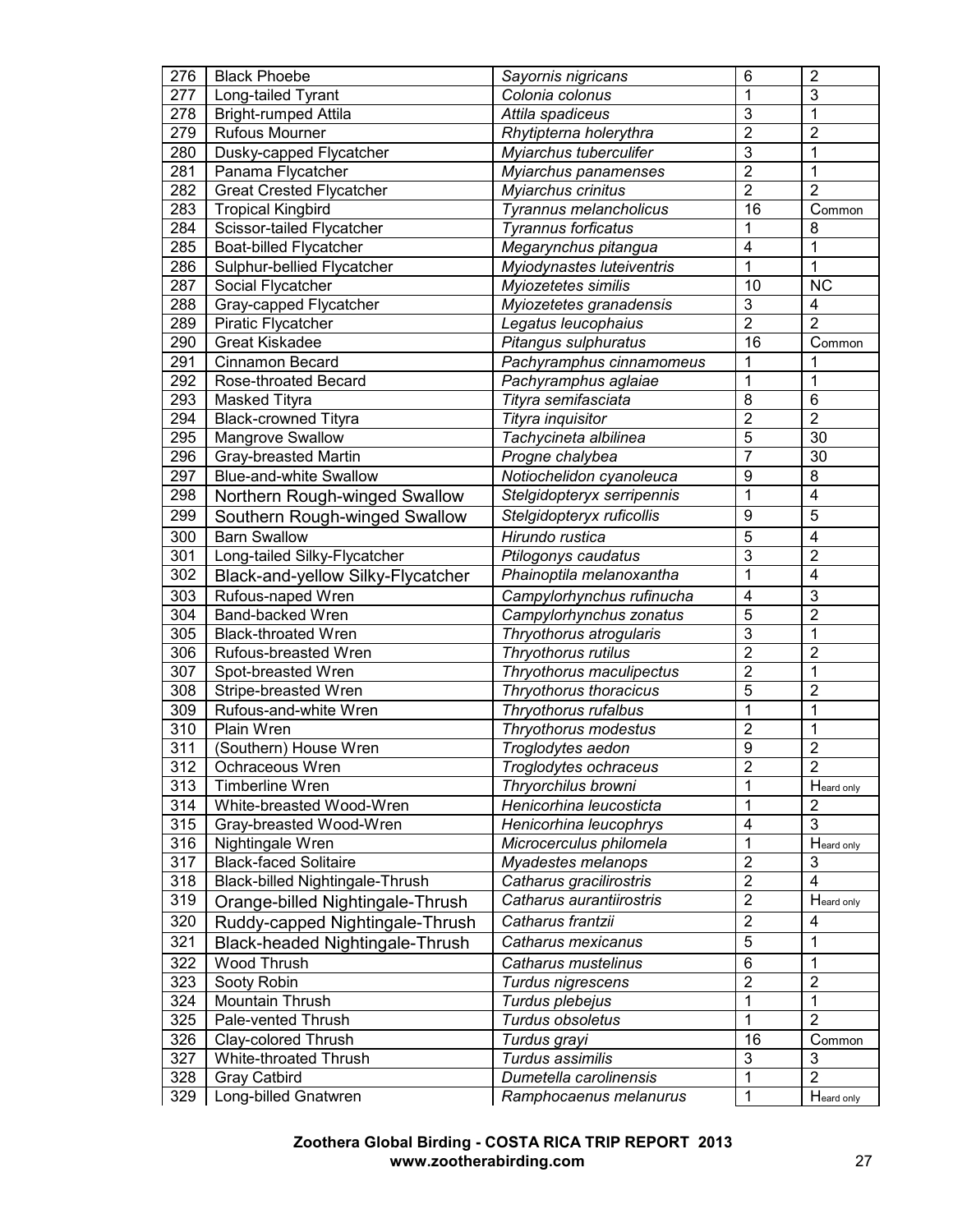| | | | | |
|---|---|---|---|---|
| 276 | Black Phoebe | *Sayornis nigricans* | 6 | 2 |
| 277 | Long-tailed Tyrant | *Colonia colonus* | 1 | 3 |
| 278 | Bright-rumped Attila | *Attila spadiceus* | 3 | 1 |
| 279 | Rufous Mourner | *Rhytipterna holerythra* | 2 | 2 |
| 280 | Dusky-capped Flycatcher | *Myiarchus tuberculifer* | 3 | 1 |
| 281 | Panama Flycatcher | *Myiarchus panamenses* | 2 | 1 |
| 282 | Great Crested Flycatcher | *Myiarchus crinitus* | 2 | 2 |
| 283 | Tropical Kingbird | *Tyrannus melancholicus* | 16 | Common |
| 284 | Scissor-tailed Flycatcher | *Tyrannus forficatus* | 1 | 8 |
| 285 | Boat-billed Flycatcher | *Megarynchus pitangua* | 4 | 1 |
| 286 | Sulphur-bellied Flycatcher | *Myiodynastes luteiventris* | 1 | 1 |
| 287 | Social Flycatcher | *Myiozetetes similis* | 10 | NC |
| 288 | Gray-capped Flycatcher | *Myiozetetes granadensis* | 3 | 4 |
| 289 | Piratic Flycatcher | *Legatus leucophaius* | 2 | 2 |
| 290 | Great Kiskadee | *Pitangus sulphuratus* | 16 | Common |
| 291 | Cinnamon Becard | *Pachyramphus cinnamomeus* | 1 | 1 |
| 292 | Rose-throated Becard | *Pachyramphus aglaiae* | 1 | 1 |
| 293 | Masked Tityra | *Tityra semifasciata* | 8 | 6 |
| 294 | Black-crowned Tityra | *Tityra inquisitor* | 2 | 2 |
| 295 | Mangrove Swallow | *Tachycineta albilinea* | 5 | 30 |
| 296 | Gray-breasted Martin | *Progne chalybea* | 7 | 30 |
| 297 | Blue-and-white Swallow | *Notiochelidon cyanoleuca* | 9 | 8 |
| 298 | Northern Rough-winged Swallow | *Stelgidopteryx serripennis* | 1 | 4 |
| 299 | Southern Rough-winged Swallow | *Stelgidopteryx ruficollis* | 9 | 5 |
| 300 | Barn Swallow | *Hirundo rustica* | 5 | 4 |
| 301 | Long-tailed Silky-Flycatcher | *Ptilogonys caudatus* | 3 | 2 |
| 302 | Black-and-yellow Silky-Flycatcher | *Phainoptila melanoxantha* | 1 | 4 |
| 303 | Rufous-naped Wren | *Campylorhynchus rufinucha* | 4 | 3 |
| 304 | Band-backed Wren | *Campylorhynchus zonatus* | 5 | 2 |
| 305 | Black-throated Wren | *Thryothorus atrogularis* | 3 | 1 |
| 306 | Rufous-breasted Wren | *Thryothorus rutilus* | 2 | 2 |
| 307 | Spot-breasted Wren | *Thryothorus maculipectus* | 2 | 1 |
| 308 | Stripe-breasted Wren | *Thryothorus thoracicus* | 5 | 2 |
| 309 | Rufous-and-white Wren | *Thryothorus rufalbus* | 1 | 1 |
| 310 | Plain Wren | *Thryothorus modestus* | 2 | 1 |
| 311 | (Southern) House Wren | *Troglodytes aedon* | 9 | 2 |
| 312 | Ochraceous Wren | *Troglodytes ochraceus* | 2 | 2 |
| 313 | Timberline Wren | *Thryorchilus browni* | 1 | Heard only |
| 314 | White-breasted Wood-Wren | *Henicorhina leucosticta* | 1 | 2 |
| 315 | Gray-breasted Wood-Wren | *Henicorhina leucophrys* | 4 | 3 |
| 316 | Nightingale Wren | *Microcerculus philomela* | 1 | Heard only |
| 317 | Black-faced Solitaire | *Myadestes melanops* | 2 | 3 |
| 318 | Black-billed Nightingale-Thrush | *Catharus gracilirostris* | 2 | 4 |
| 319 | Orange-billed Nightingale-Thrush | *Catharus aurantiirostris* | 2 | Heard only |
| 320 | Ruddy-capped Nightingale-Thrush | *Catharus frantzii* | 2 | 4 |
| 321 | Black-headed Nightingale-Thrush | *Catharus mexicanus* | 5 | 1 |
| 322 | Wood Thrush | *Catharus mustelinus* | 6 | 1 |
| 323 | Sooty Robin | *Turdus nigrescens* | 2 | 2 |
| 324 | Mountain Thrush | *Turdus plebejus* | 1 | 1 |
| 325 | Pale-vented Thrush | *Turdus obsoletus* | 1 | 2 |
| 326 | Clay-colored Thrush | *Turdus grayi* | 16 | Common |
| 327 | White-throated Thrush | *Turdus assimilis* | 3 | 3 |
| 328 | Gray Catbird | *Dumetella carolinensis* | 1 | 2 |
| 329 | Long-billed Gnatwren | *Ramphocaenus melanurus* | 1 | Heard only |

**Zoothera Global Birding - COSTA RICA TRIP REPORT 2013**
**www.zootherabirding.com**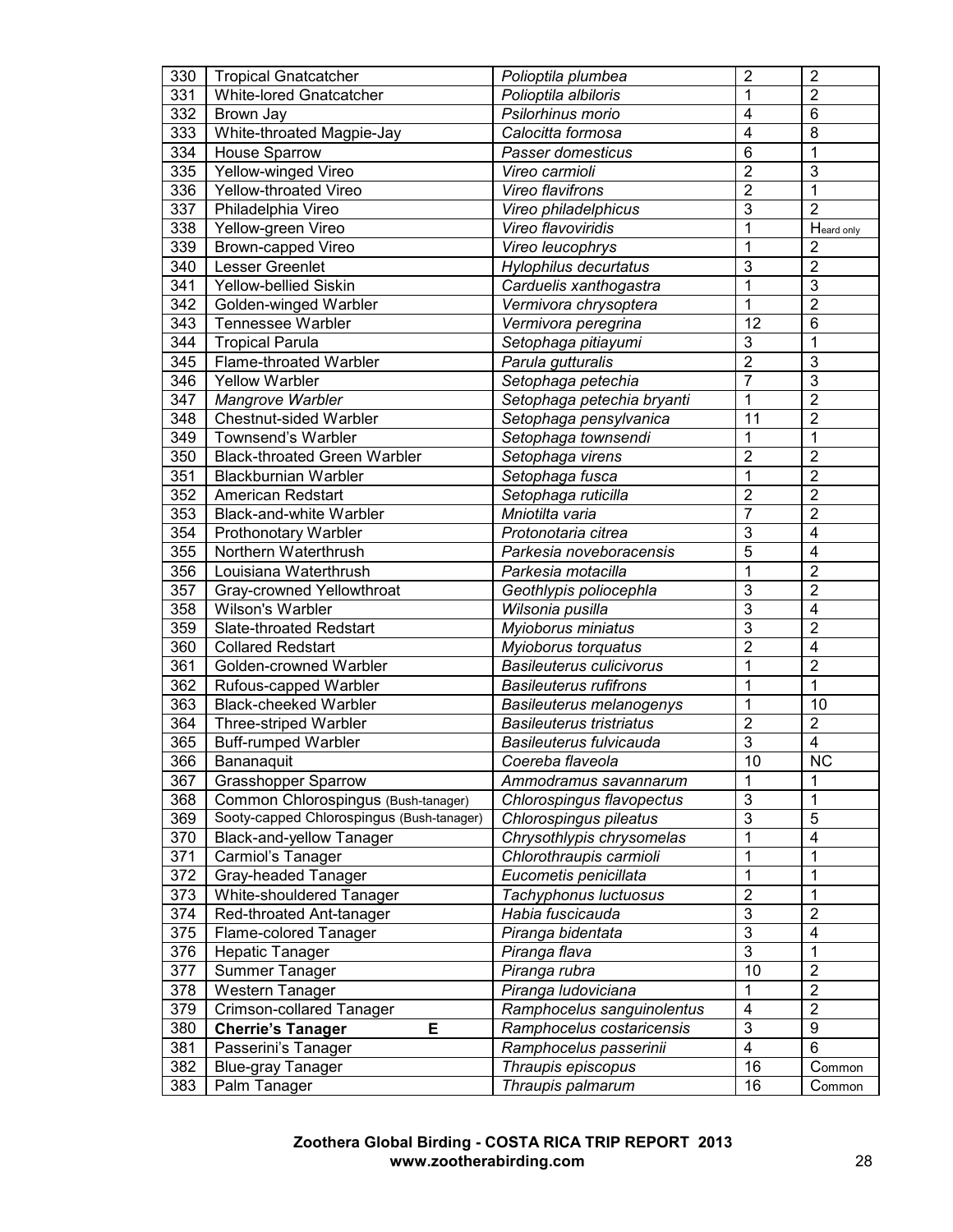| | | | | |
|---|---|---|---|---|
| 330 | Tropical Gnatcatcher | *Polioptila plumbea* | 2 | 2 |
| 331 | White-lored Gnatcatcher | *Polioptila albiloris* | 1 | 2 |
| 332 | Brown Jay | *Psilorhinus morio* | 4 | 6 |
| 333 | White-throated Magpie-Jay | *Calocitta formosa* | 4 | 8 |
| 334 | House Sparrow | *Passer domesticus* | 6 | 1 |
| 335 | Yellow-winged Vireo | *Vireo carmioli* | 2 | 3 |
| 336 | Yellow-throated Vireo | *Vireo flavifrons* | 2 | 1 |
| 337 | Philadelphia Vireo | *Vireo philadelphicus* | 3 | 2 |
| 338 | Yellow-green Vireo | *Vireo flavoviridis* | 1 | Heard only |
| 339 | Brown-capped Vireo | *Vireo leucophrys* | 1 | 2 |
| 340 | Lesser Greenlet | *Hylophilus decurtatus* | 3 | 2 |
| 341 | Yellow-bellied Siskin | *Carduelis xanthogastra* | 1 | 3 |
| 342 | Golden-winged Warbler | *Vermivora chrysoptera* | 1 | 2 |
| 343 | Tennessee Warbler | *Vermivora peregrina* | 12 | 6 |
| 344 | Tropical Parula | *Setophaga pitiayumi* | 3 | 1 |
| 345 | Flame-throated Warbler | *Parula gutturalis* | 2 | 3 |
| 346 | Yellow Warbler | *Setophaga petechia* | 7 | 3 |
| 347 | *Mangrove Warbler* | *Setophaga petechia bryanti* | 1 | 2 |
| 348 | Chestnut-sided Warbler | *Setophaga pensylvanica* | 11 | 2 |
| 349 | Townsend's Warbler | *Setophaga townsendi* | 1 | 1 |
| 350 | Black-throated Green Warbler | *Setophaga virens* | 2 | 2 |
| 351 | Blackburnian Warbler | *Setophaga fusca* | 1 | 2 |
| 352 | American Redstart | *Setophaga ruticilla* | 2 | 2 |
| 353 | Black-and-white Warbler | *Mniotilta varia* | 7 | 2 |
| 354 | Prothonotary Warbler | *Protonotaria citrea* | 3 | 4 |
| 355 | Northern Waterthrush | *Parkesia noveboracensis* | 5 | 4 |
| 356 | Louisiana Waterthrush | *Parkesia motacilla* | 1 | 2 |
| 357 | Gray-crowned Yellowthroat | *Geothlypis poliocephla* | 3 | 2 |
| 358 | Wilson's Warbler | *Wilsonia pusilla* | 3 | 4 |
| 359 | Slate-throated Redstart | *Myioborus miniatus* | 3 | 2 |
| 360 | Collared Redstart | *Myioborus torquatus* | 2 | 4 |
| 361 | Golden-crowned Warbler | *Basileuterus culicivorus* | 1 | 2 |
| 362 | Rufous-capped Warbler | *Basileuterus rufifrons* | 1 | 1 |
| 363 | Black-cheeked Warbler | *Basileuterus melanogenys* | 1 | 10 |
| 364 | Three-striped Warbler | *Basileuterus tristriatus* | 2 | 2 |
| 365 | Buff-rumped Warbler | *Basileuterus fulvicauda* | 3 | 4 |
| 366 | Bananaquit | *Coereba flaveola* | 10 | NC |
| 367 | Grasshopper Sparrow | *Ammodramus savannarum* | 1 | 1 |
| 368 | Common Chlorospingus (Bush-tanager) | *Chlorospingus flavopectus* | 3 | 1 |
| 369 | Sooty-capped Chlorospingus (Bush-tanager) | *Chlorospingus pileatus* | 3 | 5 |
| 370 | Black-and-yellow Tanager | *Chrysothlypis chrysomelas* | 1 | 4 |
| 371 | Carmiol's Tanager | *Chlorothraupis carmioli* | 1 | 1 |
| 372 | Gray-headed Tanager | *Eucometis penicillata* | 1 | 1 |
| 373 | White-shouldered Tanager | *Tachyphonus luctuosus* | 2 | 1 |
| 374 | Red-throated Ant-tanager | *Habia fuscicauda* | 3 | 2 |
| 375 | Flame-colored Tanager | *Piranga bidentata* | 3 | 4 |
| 376 | Hepatic Tanager | *Piranga flava* | 3 | 1 |
| 377 | Summer Tanager | *Piranga rubra* | 10 | 2 |
| 378 | Western Tanager | *Piranga ludoviciana* | 1 | 2 |
| 379 | Crimson-collared Tanager | *Ramphocelus sanguinolentus* | 4 | 2 |
| 380 | **Cherrie's Tanager E** | *Ramphocelus costaricensis* | 3 | 9 |
| 381 | Passerini's Tanager | *Ramphocelus passerinii* | 4 | 6 |
| 382 | Blue-gray Tanager | *Thraupis episcopus* | 16 | Common |
| 383 | Palm Tanager | *Thraupis palmarum* | 16 | Common |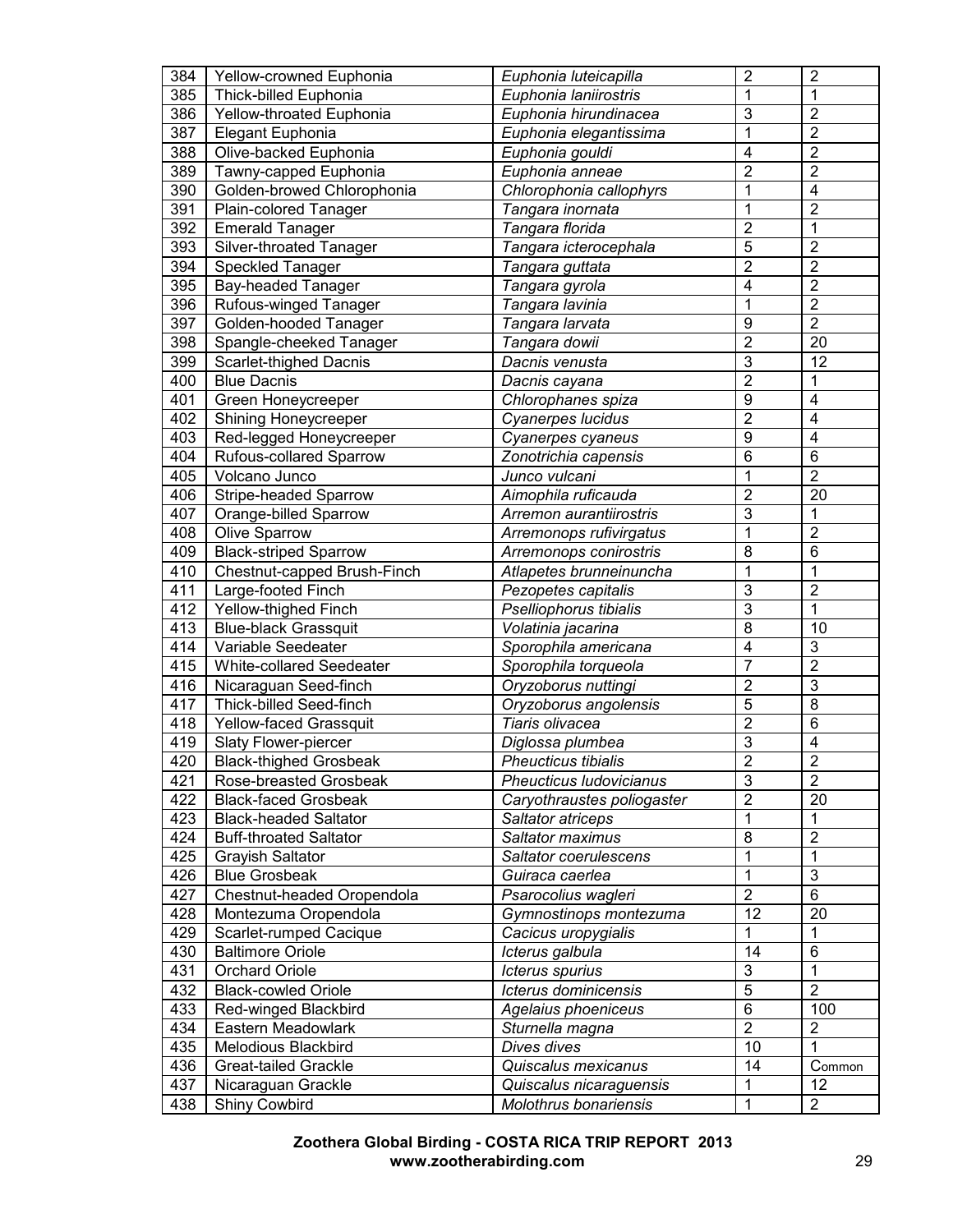| | | | | |
|---|---|---|---|---|
| 384 | Yellow-crowned Euphonia | *Euphonia luteicapilla* | 2 | 2 |
| 385 | Thick-billed Euphonia | *Euphonia laniirostris* | 1 | 1 |
| 386 | Yellow-throated Euphonia | *Euphonia hirundinacea* | 3 | 2 |
| 387 | Elegant Euphonia | *Euphonia elegantissima* | 1 | 2 |
| 388 | Olive-backed Euphonia | *Euphonia gouldi* | 4 | 2 |
| 389 | Tawny-capped Euphonia | *Euphonia anneae* | 2 | 2 |
| 390 | Golden-browed Chlorophonia | *Chlorophonia callophyrs* | 1 | 4 |
| 391 | Plain-colored Tanager | *Tangara inornata* | 1 | 2 |
| 392 | Emerald Tanager | *Tangara florida* | 2 | 1 |
| 393 | Silver-throated Tanager | *Tangara icterocephala* | 5 | 2 |
| 394 | Speckled Tanager | *Tangara guttata* | 2 | 2 |
| 395 | Bay-headed Tanager | *Tangara gyrola* | 4 | 2 |
| 396 | Rufous-winged Tanager | *Tangara lavinia* | 1 | 2 |
| 397 | Golden-hooded Tanager | *Tangara larvata* | 9 | 2 |
| 398 | Spangle-cheeked Tanager | *Tangara dowii* | 2 | 20 |
| 399 | Scarlet-thighed Dacnis | *Dacnis venusta* | 3 | 12 |
| 400 | Blue Dacnis | *Dacnis cayana* | 2 | 1 |
| 401 | Green Honeycreeper | *Chlorophanes spiza* | 9 | 4 |
| 402 | Shining Honeycreeper | *Cyanerpes lucidus* | 2 | 4 |
| 403 | Red-legged Honeycreeper | *Cyanerpes cyaneus* | 9 | 4 |
| 404 | Rufous-collared Sparrow | *Zonotrichia capensis* | 6 | 6 |
| 405 | Volcano Junco | *Junco vulcani* | 1 | 2 |
| 406 | Stripe-headed Sparrow | *Aimophila ruficauda* | 2 | 20 |
| 407 | Orange-billed Sparrow | *Arremon aurantiirostris* | 3 | 1 |
| 408 | Olive Sparrow | *Arremonops rufivirgatus* | 1 | 2 |
| 409 | Black-striped Sparrow | *Arremonops conirostris* | 8 | 6 |
| 410 | Chestnut-capped Brush-Finch | *Atlapetes brunneinuncha* | 1 | 1 |
| 411 | Large-footed Finch | *Pezopetes capitalis* | 3 | 2 |
| 412 | Yellow-thighed Finch | *Pselliophorus tibialis* | 3 | 1 |
| 413 | Blue-black Grassquit | *Volatinia jacarina* | 8 | 10 |
| 414 | Variable Seedeater | *Sporophila americana* | 4 | 3 |
| 415 | White-collared Seedeater | *Sporophila torqueola* | 7 | 2 |
| 416 | Nicaraguan Seed-finch | *Oryzoborus nuttingi* | 2 | 3 |
| 417 | Thick-billed Seed-finch | *Oryzoborus angolensis* | 5 | 8 |
| 418 | Yellow-faced Grassquit | *Tiaris olivacea* | 2 | 6 |
| 419 | Slaty Flower-piercer | *Diglossa plumbea* | 3 | 4 |
| 420 | Black-thighed Grosbeak | *Pheucticus tibialis* | 2 | 2 |
| 421 | Rose-breasted Grosbeak | *Pheucticus ludovicianus* | 3 | 2 |
| 422 | Black-faced Grosbeak | *Caryothraustes poliogaster* | 2 | 20 |
| 423 | Black-headed Saltator | *Saltator atriceps* | 1 | 1 |
| 424 | Buff-throated Saltator | *Saltator maximus* | 8 | 2 |
| 425 | Grayish Saltator | *Saltator coerulescens* | 1 | 1 |
| 426 | Blue Grosbeak | *Guiraca caerlea* | 1 | 3 |
| 427 | Chestnut-headed Oropendola | *Psarocolius wagleri* | 2 | 6 |
| 428 | Montezuma Oropendola | *Gymnostinops montezuma* | 12 | 20 |
| 429 | Scarlet-rumped Cacique | *Cacicus uropygialis* | 1 | 1 |
| 430 | Baltimore Oriole | *Icterus galbula* | 14 | 6 |
| 431 | Orchard Oriole | *Icterus spurius* | 3 | 1 |
| 432 | Black-cowled Oriole | *Icterus dominicensis* | 5 | 2 |
| 433 | Red-winged Blackbird | *Agelaius phoeniceus* | 6 | 100 |
| 434 | Eastern Meadowlark | *Sturnella magna* | 2 | 2 |
| 435 | Melodious Blackbird | *Dives dives* | 10 | 1 |
| 436 | Great-tailed Grackle | *Quiscalus mexicanus* | 14 | Common |
| 437 | Nicaraguan Grackle | *Quiscalus nicaraguensis* | 1 | 12 |
| 438 | Shiny Cowbird | *Molothrus bonariensis* | 1 | 2 |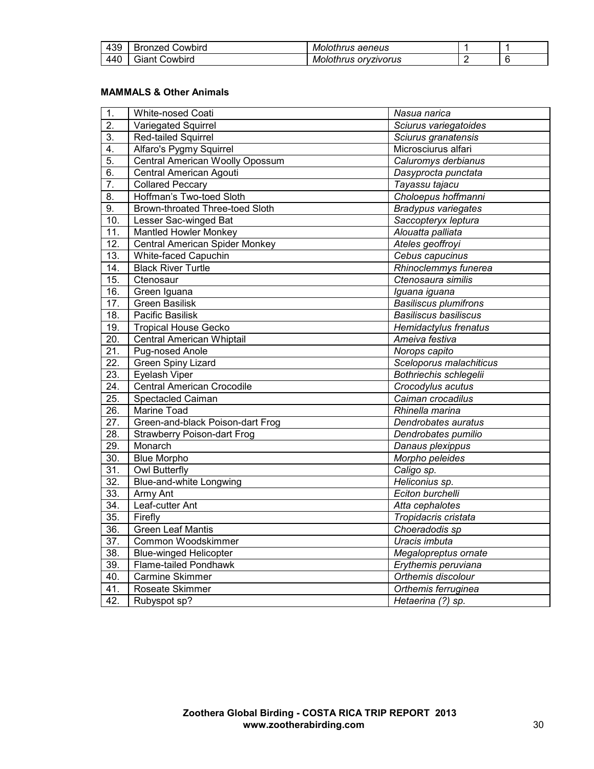| | | | | |
|---|---|---|---|---|
| 439 | Bronzed Cowbird | *Molothrus aeneus* | 1 | 1 |
| 440 | Giant Cowbird | *Molothrus oryzivorus* | 2 | 6 |

**MAMMALS & Other Animals**

| | | |
|---|---|---|
| 1. | White-nosed Coati | *Nasua narica* |
| 2. | Variegated Squirrel | *Sciurus variegatoides* |
| 3. | Red-tailed Squirrel | *Sciurus granatensis* |
| 4. | Alfaro's Pygmy Squirrel | Microsciurus alfari |
| 5. | Central American Woolly Opossum | *Caluromys derbianus* |
| 6. | Central American Agouti | *Dasyprocta punctata* |
| 7. | Collared Peccary | *Tayassu tajacu* |
| 8. | Hoffman's Two-toed Sloth | *Choloepus hoffmanni* |
| 9. | Brown-throated Three-toed Sloth | *Bradypus variegates* |
| 10. | Lesser Sac-winged Bat | *Saccopteryx leptura* |
| 11. | Mantled Howler Monkey | *Alouatta palliata* |
| 12. | Central American Spider Monkey | *Ateles geoffroyi* |
| 13. | White-faced Capuchin | *Cebus capucinus* |
| 14. | Black River Turtle | *Rhinoclemmys funerea* |
| 15. | Ctenosaur | *Ctenosaura similis* |
| 16. | Green Iguana | *Iguana iguana* |
| 17. | Green Basilisk | *Basiliscus plumifrons* |
| 18. | Pacific Basilisk | *Basiliscus basiliscus* |
| 19. | Tropical House Gecko | *Hemidactylus frenatus* |
| 20. | Central American Whiptail | *Ameiva festiva* |
| 21. | Pug-nosed Anole | *Norops capito* |
| 22. | Green Spiny Lizard | *Sceloporus malachiticus* |
| 23. | Eyelash Viper | *Bothriechis schlegelii* |
| 24. | Central American Crocodile | *Crocodylus acutus* |
| 25. | Spectacled Caiman | *Caiman crocadilus* |
| 26. | Marine Toad | *Rhinella marina* |
| 27. | Green-and-black Poison-dart Frog | *Dendrobates auratus* |
| 28. | Strawberry Poison-dart Frog | *Dendrobates pumilio* |
| 29. | Monarch | *Danaus plexippus* |
| 30. | Blue Morpho | *Morpho peleides* |
| 31. | Owl Butterfly | *Caligo sp.* |
| 32. | Blue-and-white Longwing | *Heliconius sp.* |
| 33. | Army Ant | *Eciton burchelli* |
| 34. | Leaf-cutter Ant | *Atta cephalotes* |
| 35. | Firefly | *Tropidacris cristata* |
| 36. | Green Leaf Mantis | *Choeradodis sp* |
| 37. | Common Woodskimmer | *Uracis imbuta* |
| 38. | Blue-winged Helicopter | *Megalopreptus ornate* |
| 39. | Flame-tailed Pondhawk | *Erythemis peruviana* |
| 40. | Carmine Skimmer | *Orthemis discolour* |
| 41. | Roseate Skimmer | *Orthemis ferruginea* |
| 42. | Rubyspot sp? | *Hetaerina (?) sp.* |